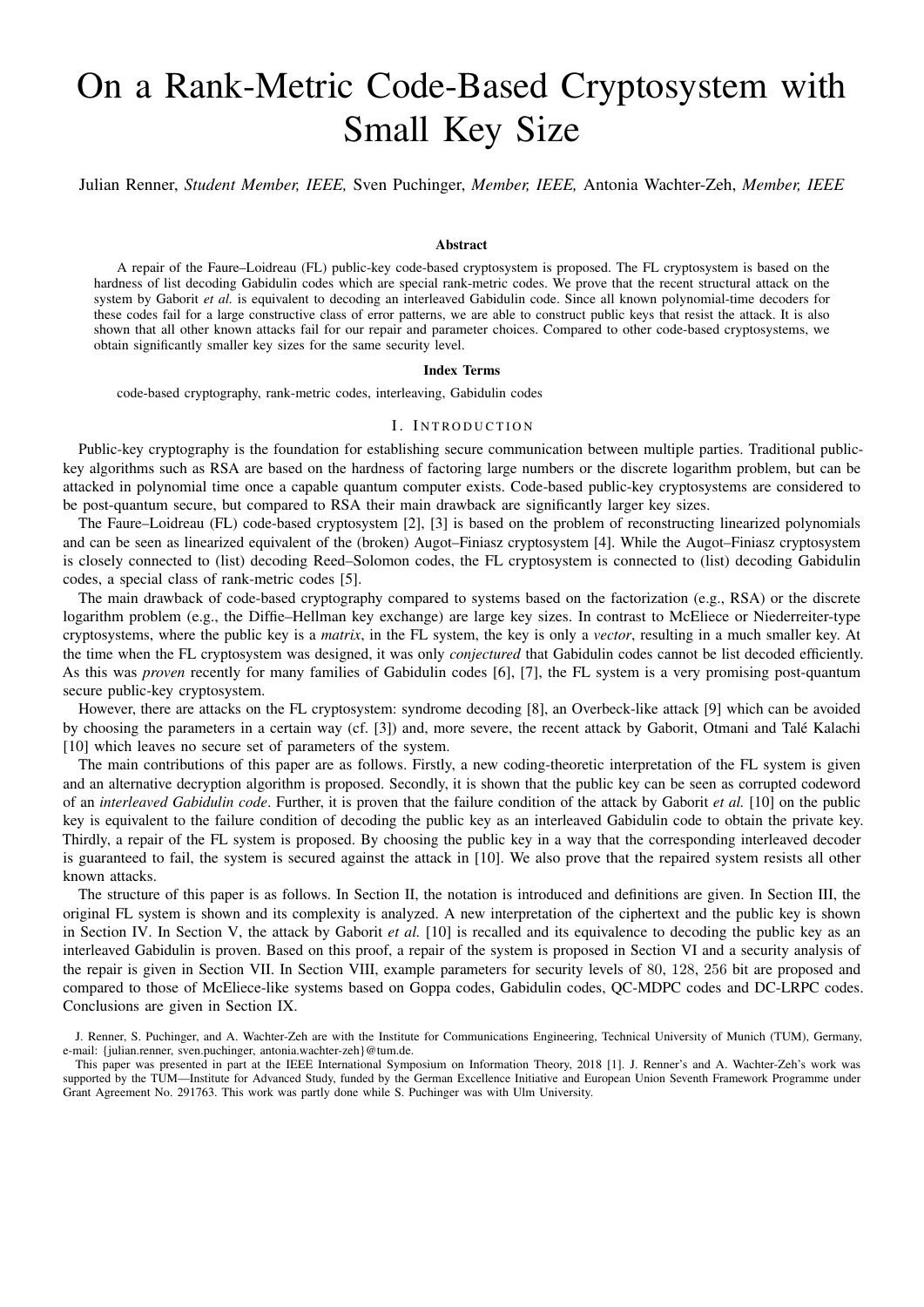# On a Rank-Metric Code-Based Cryptosystem with Small Key Size

Julian Renner, *Student Member, IEEE,* Sven Puchinger, *Member, IEEE,* Antonia Wachter-Zeh, *Member, IEEE*

### Abstract

A repair of the Faure–Loidreau (FL) public-key code-based cryptosystem is proposed. The FL cryptosystem is based on the hardness of list decoding Gabidulin codes which are special rank-metric codes. We prove that the recent structural attack on the system by Gaborit *et al.* is equivalent to decoding an interleaved Gabidulin code. Since all known polynomial-time decoders for these codes fail for a large constructive class of error patterns, we are able to construct public keys that resist the attack. It is also shown that all other known attacks fail for our repair and parameter choices. Compared to other code-based cryptosystems, we obtain significantly smaller key sizes for the same security level.

### Index Terms

code-based cryptography, rank-metric codes, interleaving, Gabidulin codes

## I. Introduction

Public-key cryptography is the foundation for establishing secure communication between multiple parties. Traditional public-key algorithms such as RSA are based on the hardness of factoring large numbers or the discrete logarithm problem, but can be attacked in polynomial time once a capable quantum computer exists. Code-based public-key cryptosystems are considered to be post-quantum secure, but compared to RSA their main drawback are significantly larger key sizes.

The Faure–Loidreau (FL) code-based cryptosystem [2], [3] is based on the problem of reconstructing linearized polynomials and can be seen as linearized equivalent of the (broken) Augot–Finiasz cryptosystem [4]. While the Augot–Finiasz cryptosystem is closely connected to (list) decoding Reed–Solomon codes, the FL cryptosystem is connected to (list) decoding Gabidulin codes, a special class of rank-metric codes [5].

The main drawback of code-based cryptography compared to systems based on the factorization (e.g., RSA) or the discrete logarithm problem (e.g., the Diffie–Hellman key exchange) are large key sizes. In contrast to McEliece or Niederreiter-type cryptosystems, where the public key is a *matrix*, in the FL system, the key is only a *vector*, resulting in a much smaller key. At the time when the FL cryptosystem was designed, it was only *conjectured* that Gabidulin codes cannot be list decoded efficiently. As this was *proven* recently for many families of Gabidulin codes [6], [7], the FL system is a very promising post-quantum secure public-key cryptosystem.

However, there are attacks on the FL cryptosystem: syndrome decoding [8], an Overbeck-like attack [9] which can be avoided by choosing the parameters in a certain way (cf. [3]) and, more severe, the recent attack by Gaborit, Otmani and Talé Kalachi [10] which leaves no secure set of parameters of the system.

The main contributions of this paper are as follows. Firstly, a new coding-theoretic interpretation of the FL system is given and an alternative decryption algorithm is proposed. Secondly, it is shown that the public key can be seen as corrupted codeword of an *interleaved Gabidulin code*. Further, it is proven that the failure condition of the attack by Gaborit *et al.* [10] on the public key is equivalent to the failure condition of decoding the public key as an interleaved Gabidulin code to obtain the private key. Thirdly, a repair of the FL system is proposed. By choosing the public key in a way that the corresponding interleaved decoder is guaranteed to fail, the system is secured against the attack in [10]. We also prove that the repaired system resists all other known attacks.

The structure of this paper is as follows. In Section II, the notation is introduced and definitions are given. In Section III, the original FL system is shown and its complexity is analyzed. A new interpretation of the ciphertext and the public key is shown in Section IV. In Section V, the attack by Gaborit *et al.* [10] is recalled and its equivalence to decoding the public key as an interleaved Gabidulin is proven. Based on this proof, a repair of the system is proposed in Section VI and a security analysis of the repair is given in Section VII. In Section VIII, example parameters for security levels of $80$, $128$, $256$ bit are proposed and compared to those of McEliece-like systems based on Goppa codes, Gabidulin codes, QC-MDPC codes and DC-LRPC codes. Conclusions are given in Section IX.

J. Renner, S. Puchinger, and A. Wachter-Zeh are with the Institute for Communications Engineering, Technical University of Munich (TUM), Germany, e-mail: {julian.renner, sven.puchinger, antonia.wachter-zeh}@tum.de.

This paper was presented in part at the IEEE International Symposium on Information Theory, 2018 [1]. J. Renner's and A. Wachter-Zeh's work was supported by the TUM—Institute for Advanced Study, funded by the German Excellence Initiative and European Union Seventh Framework Programme under Grant Agreement No. 291763. This work was partly done while S. Puchinger was with Ulm University.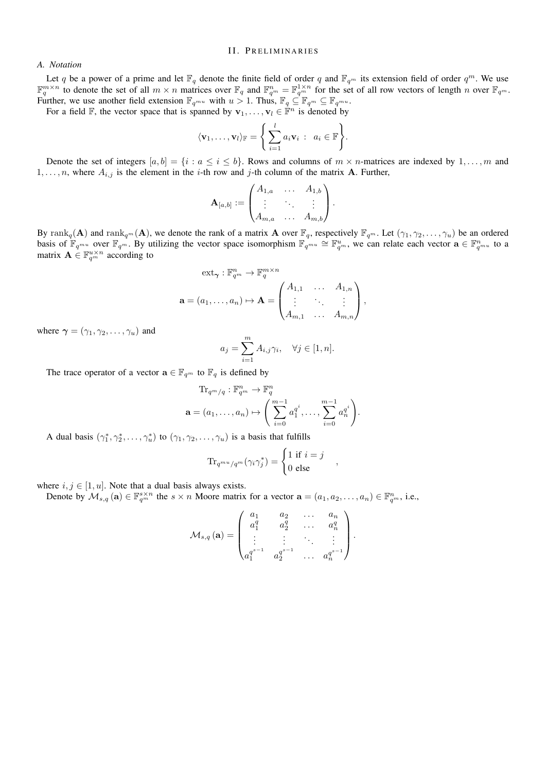## II. Preliminaries

### A. Notation

Let $q$ be a power of a prime and let $\mathbb{F}_q$ denote the finite field of order $q$ and $\mathbb{F}_{q^m}$ its extension field of order $q^m$. We use $\mathbb{F}_q^{m \times n}$ to denote the set of all $m \times n$ matrices over $\mathbb{F}_q$ and $\mathbb{F}_{q^m}^n = \mathbb{F}_{q^m}^{1 \times n}$ for the set of all row vectors of length $n$ over $\mathbb{F}_{q^m}$. Further, we use another field extension $\mathbb{F}_{q^{mu}}$ with $u > 1$. Thus, $\mathbb{F}_q \subseteq \mathbb{F}_{q^m} \subseteq \mathbb{F}_{q^{mu}}$.

For a field $\mathbb{F}$, the vector space that is spanned by $\mathbf{v}_1, \ldots, \mathbf{v}_l \in \mathbb{F}^n$ is denoted by

$$\langle \mathbf{v}_1, \ldots, \mathbf{v}_l \rangle_{\mathbb{F}} = \left\{ \sum_{i=1}^{l} a_i \mathbf{v}_i \ : \ a_i \in \mathbb{F} \right\}.$$

Denote the set of integers $[a, b] = \{i : a \leq i \leq b\}$. Rows and columns of $m \times n$-matrices are indexed by $1, \ldots, m$ and $1, \ldots, n$, where $A_{i,j}$ is the element in the $i$-th row and $j$-th column of the matrix $\mathbf{A}$. Further,

$$\mathbf{A}_{[a,b]} := \begin{pmatrix} A_{1,a} & \ldots & A_{1,b} \\ \vdots & \ddots & \vdots \\ A_{m,a} & \ldots & A_{m,b} \end{pmatrix}.$$

By $\mathrm{rank}_q(\mathbf{A})$ and $\mathrm{rank}_{q^m}(\mathbf{A})$, we denote the rank of a matrix $\mathbf{A}$ over $\mathbb{F}_q$, respectively $\mathbb{F}_{q^m}$. Let $(\gamma_1, \gamma_2, \ldots, \gamma_u)$ be an ordered basis of $\mathbb{F}_{q^{mu}}$ over $\mathbb{F}_{q^m}$. By utilizing the vector space isomorphism $\mathbb{F}_{q^{mu}} \cong \mathbb{F}_{q^m}^u$, we can relate each vector $\mathbf{a} \in \mathbb{F}_{q^{mu}}^n$ to a matrix $\mathbf{A} \in \mathbb{F}_{q^m}^{u \times n}$ according to

$$\mathrm{ext}_{\boldsymbol{\gamma}} : \mathbb{F}_{q^m}^n \to \mathbb{F}_q^{m \times n}$$

$$\mathbf{a} = (a_1, \ldots, a_n) \mapsto \mathbf{A} = \begin{pmatrix} A_{1,1} & \ldots & A_{1,n} \\ \vdots & \ddots & \vdots \\ A_{m,1} & \ldots & A_{m,n} \end{pmatrix},$$

where $\boldsymbol{\gamma} = (\gamma_1, \gamma_2, \ldots, \gamma_u)$ and

$$a_j = \sum_{i=1}^{m} A_{i,j} \gamma_i, \quad \forall j \in [1, n].$$

The trace operator of a vector $\mathbf{a} \in \mathbb{F}_{q^m}$ to $\mathbb{F}_q$ is defined by

$$\mathrm{Tr}_{q^m/q} : \mathbb{F}_{q^m}^n \to \mathbb{F}_q^n$$

$$\mathbf{a} = (a_1, \ldots, a_n) \mapsto \left( \sum_{i=0}^{m-1} a_1^{q^i}, \ldots, \sum_{i=0}^{m-1} a_n^{q^i} \right).$$

A dual basis $(\gamma_1^*, \gamma_2^*, \ldots, \gamma_u^*)$ to $(\gamma_1, \gamma_2, \ldots, \gamma_u)$ is a basis that fulfills

$$\mathrm{Tr}_{q^{mu}/q^m}(\gamma_i \gamma_j^*) = \begin{cases} 1 \text{ if } i = j \\ 0 \text{ else} \end{cases},$$

where $i, j \in [1, u]$. Note that a dual basis always exists.

Denote by $\mathcal{M}_{s,q}(\mathbf{a}) \in \mathbb{F}_{q^m}^{s \times n}$ the $s \times n$ Moore matrix for a vector $\mathbf{a} = (a_1, a_2, \ldots, a_n) \in \mathbb{F}_{q^m}^n$, i.e.,

$$\mathcal{M}_{s,q}(\mathbf{a}) = \begin{pmatrix} a_1 & a_2 & \ldots & a_n \\ a_1^q & a_2^q & \ldots & a_n^q \\ \vdots & \vdots & \ddots & \vdots \\ a_1^{q^{s-1}} & a_2^{q^{s-1}} & \ldots & a_n^{q^{s-1}} \end{pmatrix}.$$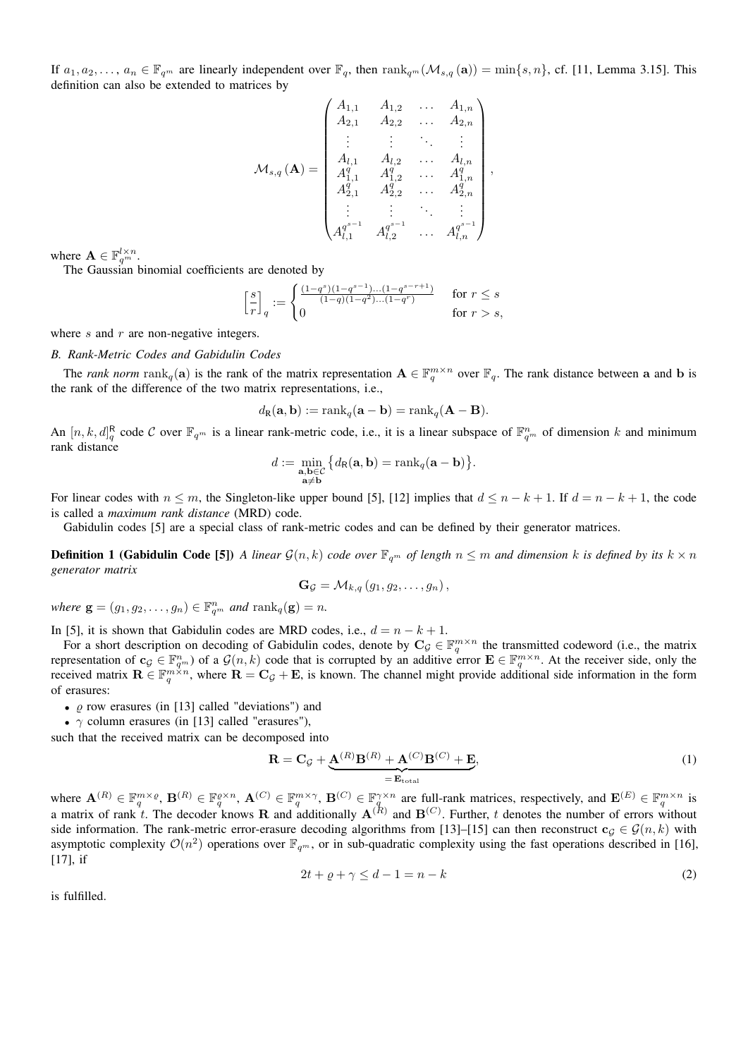If $a_1, a_2, \ldots, a_n \in \mathbb{F}_{q^m}$ are linearly independent over $\mathbb{F}_q$, then $\operatorname{rank}_{q^m}(\mathcal{M}_{s,q}(\mathbf{a})) = \min\{s, n\}$, cf. [11, Lemma 3.15]. This definition can also be extended to matrices by

$$
\mathcal{M}_{s,q}(\mathbf{A}) = \begin{pmatrix}
A_{1,1} & A_{1,2} & \ldots & A_{1,n} \\
A_{2,1} & A_{2,2} & \ldots & A_{2,n} \\
\vdots & \vdots & \ddots & \vdots \\
A_{l,1} & A_{l,2} & \ldots & A_{l,n} \\
A_{1,1}^q & A_{1,2}^q & \ldots & A_{1,n}^q \\
A_{2,1}^q & A_{2,2}^q & \ldots & A_{2,n}^q \\
\vdots & \vdots & \ddots & \vdots \\
A_{l,1}^{q^{s-1}} & A_{l,2}^{q^{s-1}} & \ldots & A_{l,n}^{q^{s-1}}
\end{pmatrix},
$$

where $\mathbf{A} \in \mathbb{F}_{q^m}^{l \times n}$.

The Gaussian binomial coefficients are denoted by

$$
\begin{bmatrix} s \\ r \end{bmatrix}_q := \begin{cases} \frac{(1-q^s)(1-q^{s-1})\ldots(1-q^{s-r+1})}{(1-q)(1-q^2)\ldots(1-q^r)} & \text{for } r \leq s \\ 0 & \text{for } r > s, \end{cases}
$$

where $s$ and $r$ are non-negative integers.

### B. Rank-Metric Codes and Gabidulin Codes

The *rank norm* $\operatorname{rank}_q(\mathbf{a})$ is the rank of the matrix representation $\mathbf{A} \in \mathbb{F}_q^{m \times n}$ over $\mathbb{F}_q$. The rank distance between $\mathbf{a}$ and $\mathbf{b}$ is the rank of the difference of the two matrix representations, i.e.,

$$
d_{\mathsf{R}}(\mathbf{a}, \mathbf{b}) := \operatorname{rank}_q(\mathbf{a} - \mathbf{b}) = \operatorname{rank}_q(\mathbf{A} - \mathbf{B}).
$$

An $[n, k, d]_q^{\mathsf{R}}$ code $\mathcal{C}$ over $\mathbb{F}_{q^m}$ is a linear rank-metric code, i.e., it is a linear subspace of $\mathbb{F}_{q^m}^n$ of dimension $k$ and minimum rank distance

$$
d := \min_{\substack{\mathbf{a}, \mathbf{b} \in \mathcal{C} \\ \mathbf{a} \neq \mathbf{b}}} \big\{ d_{\mathsf{R}}(\mathbf{a}, \mathbf{b}) = \operatorname{rank}_q(\mathbf{a} - \mathbf{b}) \big\}.
$$

For linear codes with $n \leq m$, the Singleton-like upper bound [5], [12] implies that $d \leq n - k + 1$. If $d = n - k + 1$, the code is called a *maximum rank distance* (MRD) code.

Gabidulin codes [5] are a special class of rank-metric codes and can be defined by their generator matrices.

**Definition 1 (Gabidulin Code [5])** *A linear $\mathcal{G}(n, k)$ code over $\mathbb{F}_{q^m}$ of length $n \leq m$ and dimension $k$ is defined by its $k \times n$ generator matrix*

$$
\mathbf{G}_{\mathcal{G}} = \mathcal{M}_{k,q}(g_1, g_2, \ldots, g_n),
$$

*where $\mathbf{g} = (g_1, g_2, \ldots, g_n) \in \mathbb{F}_{q^m}^n$ and $\operatorname{rank}_q(\mathbf{g}) = n$.*

In [5], it is shown that Gabidulin codes are MRD codes, i.e., $d = n - k + 1$.

For a short description on decoding of Gabidulin codes, denote by $\mathbf{C}_{\mathcal{G}} \in \mathbb{F}_q^{m \times n}$ the transmitted codeword (i.e., the matrix representation of $\mathbf{c}_{\mathcal{G}} \in \mathbb{F}_{q^m}^n$) of a $\mathcal{G}(n, k)$ code that is corrupted by an additive error $\mathbf{E} \in \mathbb{F}_q^{m \times n}$. At the receiver side, only the received matrix $\mathbf{R} \in \mathbb{F}_q^{m \times n}$, where $\mathbf{R} = \mathbf{C}_{\mathcal{G}} + \mathbf{E}$, is known. The channel might provide additional side information in the form of erasures:

- $\varrho$ row erasures (in [13] called "deviations") and
- $\gamma$ column erasures (in [13] called "erasures"),

such that the received matrix can be decomposed into

$$
\mathbf{R} = \mathbf{C}_{\mathcal{G}} + \underbrace{\mathbf{A}^{(R)}\mathbf{B}^{(R)} + \mathbf{A}^{(C)}\mathbf{B}^{(C)} + \mathbf{E}}_{= \mathbf{E}_{\text{total}}}, \tag{1}
$$

where $\mathbf{A}^{(R)} \in \mathbb{F}_q^{m \times \varrho}$, $\mathbf{B}^{(R)} \in \mathbb{F}_q^{\varrho \times n}$, $\mathbf{A}^{(C)} \in \mathbb{F}_q^{m \times \gamma}$, $\mathbf{B}^{(C)} \in \mathbb{F}_q^{\gamma \times n}$ are full-rank matrices, respectively, and $\mathbf{E}^{(E)} \in \mathbb{F}_q^{m \times n}$ is a matrix of rank $t$. The decoder knows $\mathbf{R}$ and additionally $\mathbf{A}^{(R)}$ and $\mathbf{B}^{(C)}$. Further, $t$ denotes the number of errors without side information. The rank-metric error-erasure decoding algorithms from [13]–[15] can then reconstruct $\mathbf{c}_{\mathcal{G}} \in \mathcal{G}(n, k)$ with asymptotic complexity $\mathcal{O}(n^2)$ operations over $\mathbb{F}_{q^m}$, or in sub-quadratic complexity using the fast operations described in [16], [17], if

$$
2t + \varrho + \gamma \leq d - 1 = n - k \tag{2}
$$

is fulfilled.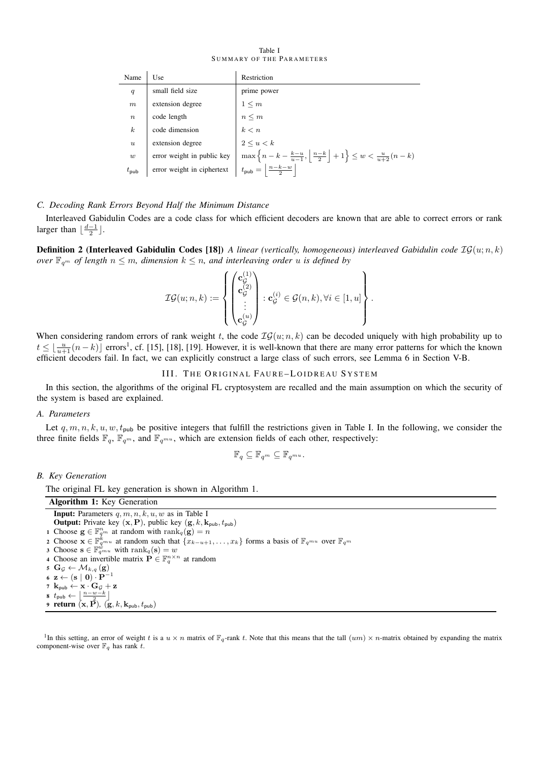Table I
SUMMARY OF THE PARAMETERS

| Name | Use | Restriction |
|---|---|---|
| $q$ | small field size | prime power |
| $m$ | extension degree | $1 \leq m$ |
| $n$ | code length | $n \leq m$ |
| $k$ | code dimension | $k < n$ |
| $u$ | extension degree | $2 \leq u < k$ |
| $w$ | error weight in public key | $\max\left\{n-k-\frac{k-u}{u-1}, \left\lfloor\frac{n-k}{2}\right\rfloor+1\right\} \leq w < \frac{u}{u+2}(n-k)$ |
| $t_{\mathsf{pub}}$ | error weight in ciphertext | $t_{\mathsf{pub}} = \left\lfloor\frac{n-k-w}{2}\right\rfloor$ |

### C. Decoding Rank Errors Beyond Half the Minimum Distance

Interleaved Gabidulin Codes are a code class for which efficient decoders are known that are able to correct errors or rank larger than $\lfloor\frac{d-1}{2}\rfloor$.

**Definition 2 (Interleaved Gabidulin Codes [18])** *A linear (vertically, homogeneous) interleaved Gabidulin code $\mathcal{IG}(u;n,k)$ over $\mathbb{F}_{q^m}$ of length $n \leq m$, dimension $k \leq n$, and interleaving order $u$ is defined by*

$$\mathcal{IG}(u;n,k) := \left\{ \begin{pmatrix} \mathbf{c}_{\mathcal{G}}^{(1)} \\ \mathbf{c}_{\mathcal{G}}^{(2)} \\ \vdots \\ \mathbf{c}_{\mathcal{G}}^{(u)} \end{pmatrix} : \mathbf{c}_{\mathcal{G}}^{(i)} \in \mathcal{G}(n,k), \forall i \in [1,u] \right\}.$$

When considering random errors of rank weight $t$, the code $\mathcal{IG}(u;n,k)$ can be decoded uniquely with high probability up to $t \leq \lfloor\frac{u}{u+1}(n-k)\rfloor$ errors[1], cf. [15], [18], [19]. However, it is well-known that there are many error patterns for which the known efficient decoders fail. In fact, we can explicitly construct a large class of such errors, see Lemma 6 in Section V-B.

## III. THE ORIGINAL FAURE–LOIDREAU SYSTEM

In this section, the algorithms of the original FL cryptosystem are recalled and the main assumption on which the security of the system is based are explained.

### A. Parameters

Let $q, m, n, k, u, w, t_{\mathsf{pub}}$ be positive integers that fulfill the restrictions given in Table I. In the following, we consider the three finite fields $\mathbb{F}_q$, $\mathbb{F}_{q^m}$, and $\mathbb{F}_{q^{mu}}$, which are extension fields of each other, respectively:

$$\mathbb{F}_q \subseteq \mathbb{F}_{q^m} \subseteq \mathbb{F}_{q^{mu}}.$$

### B. Key Generation

The original FL key generation is shown in Algorithm 1.

**Algorithm 1:** Key Generation

**Input:** Parameters $q, m, n, k, u, w$ as in Table I
**Output:** Private key $(\mathbf{x}, \mathbf{P})$, public key $(\mathbf{g}, k, \mathbf{k}_{\mathsf{pub}}, t_{\mathsf{pub}})$

1. Choose $\mathbf{g} \in \mathbb{F}_{q^m}^n$ at random with $\mathrm{rank}_q(\mathbf{g}) = n$
2. Choose $\mathbf{x} \in \mathbb{F}_{q^{mu}}^k$ at random such that $\{x_{k-u+1}, \dots, x_k\}$ forms a basis of $\mathbb{F}_{q^{mu}}$ over $\mathbb{F}_{q^m}$
3. Choose $\mathbf{s} \in \mathbb{F}_{q^{mu}}^w$ with $\mathrm{rank}_q(\mathbf{s}) = w$
4. Choose an invertible matrix $\mathbf{P} \in \mathbb{F}_q^{n \times n}$ at random
5. $\mathbf{G}_{\mathcal{G}} \leftarrow \mathcal{M}_{k,q}(\mathbf{g})$
6. $\mathbf{z} \leftarrow (\mathbf{s} \mid \mathbf{0}) \cdot \mathbf{P}^{-1}$
7. $\mathbf{k}_{\mathsf{pub}} \leftarrow \mathbf{x} \cdot \mathbf{G}_{\mathcal{G}} + \mathbf{z}$
8. $t_{\mathsf{pub}} \leftarrow \left\lfloor\frac{n-w-k}{2}\right\rfloor$
9. **return** $(\mathbf{x}, \mathbf{P})$, $(\mathbf{g}, k, \mathbf{k}_{\mathsf{pub}}, t_{\mathsf{pub}})$

[1] In this setting, an error of weight $t$ is a $u \times n$ matrix of $\mathbb{F}_q$-rank $t$. Note that this means that the tall $(um) \times n$-matrix obtained by expanding the matrix component-wise over $\mathbb{F}_q$ has rank $t$.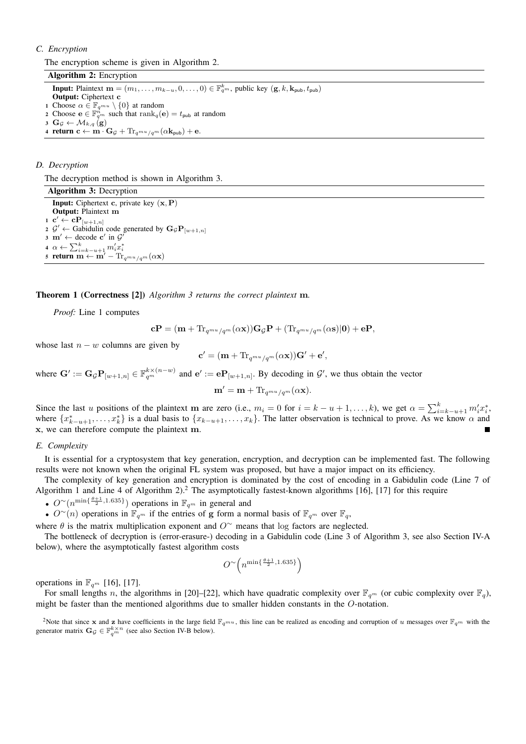### C. Encryption

The encryption scheme is given in Algorithm 2.

**Algorithm 2:** Encryption

**Input:** Plaintext $\mathbf{m} = (m_1, \dots, m_{k-u}, 0, \dots, 0) \in \mathbb{F}_{q^m}^k$, public key $(\mathbf{g}, k, \mathbf{k}_{\mathsf{pub}}, t_{\mathsf{pub}})$
**Output:** Ciphertext $\mathbf{c}$

1. Choose $\alpha \in \mathbb{F}_{q^{mu}} \setminus \{0\}$ at random
2. Choose $\mathbf{e} \in \mathbb{F}_{q^m}^n$ such that $\mathrm{rank}_q(\mathbf{e}) = t_{\mathsf{pub}}$ at random
3. $\mathbf{G}_\mathcal{G} \leftarrow \mathcal{M}_{k,q}(\mathbf{g})$
4. **return** $\mathbf{c} \leftarrow \mathbf{m} \cdot \mathbf{G}_\mathcal{G} + \mathrm{Tr}_{q^{mu}/q^m}(\alpha \mathbf{k}_{\mathsf{pub}}) + \mathbf{e}$.

### D. Decryption

The decryption method is shown in Algorithm 3.

**Algorithm 3:** Decryption

**Input:** Ciphertext $\mathbf{c}$, private key $(\mathbf{x}, \mathbf{P})$
**Output:** Plaintext $\mathbf{m}$

1. $\mathbf{c}' \leftarrow \mathbf{c}\mathbf{P}_{[w+1,n]}$
2. $\mathcal{G}' \leftarrow$ Gabidulin code generated by $\mathbf{G}_\mathcal{G}\mathbf{P}_{[w+1,n]}$
3. $\mathbf{m}' \leftarrow$ decode $\mathbf{c}'$ in $\mathcal{G}'$
4. $\alpha \leftarrow \sum_{i=k-u+1}^{k} m'_i x_i^*$
5. **return** $\mathbf{m} \leftarrow \mathbf{m}' - \mathrm{Tr}_{q^{mu}/q^m}(\alpha \mathbf{x})$

**Theorem 1 (Correctness [2])** *Algorithm 3 returns the correct plaintext* $\mathbf{m}$*.*

*Proof:* Line 1 computes

$$\mathbf{c}\mathbf{P} = (\mathbf{m} + \mathrm{Tr}_{q^{mu}/q^m}(\alpha \mathbf{x}))\mathbf{G}_\mathcal{G}\mathbf{P} + (\mathrm{Tr}_{q^{mu}/q^m}(\alpha \mathbf{s})|\mathbf{0}) + \mathbf{e}\mathbf{P},$$

whose last $n-w$ columns are given by

$$\mathbf{c}' = (\mathbf{m} + \mathrm{Tr}_{q^{mu}/q^m}(\alpha \mathbf{x}))\mathbf{G}' + \mathbf{e}',$$

where $\mathbf{G}' := \mathbf{G}_\mathcal{G}\mathbf{P}_{[w+1,n]} \in \mathbb{F}_{q^m}^{k \times (n-w)}$ and $\mathbf{e}' := \mathbf{e}\mathbf{P}_{[w+1,n]}$. By decoding in $\mathcal{G}'$, we thus obtain the vector

$$\mathbf{m}' = \mathbf{m} + \mathrm{Tr}_{q^{mu}/q^m}(\alpha \mathbf{x}).$$

Since the last $u$ positions of the plaintext $\mathbf{m}$ are zero (i.e., $m_i = 0$ for $i = k-u+1, \dots, k$), we get $\alpha = \sum_{i=k-u+1}^{k} m'_i x_i^*$, where $\{x_{k-u+1}^*, \dots, x_k^*\}$ is a dual basis to $\{x_{k-u+1}, \dots, x_k\}$. The latter observation is technical to prove. As we know $\alpha$ and $\mathbf{x}$, we can therefore compute the plaintext $\mathbf{m}$. ∎

### E. Complexity

It is essential for a cryptosystem that key generation, encryption, and decryption can be implemented fast. The following results were not known when the original FL system was proposed, but have a major impact on its efficiency.

The complexity of key generation and encryption is dominated by the cost of encoding in a Gabidulin code (Line 7 of Algorithm 1 and Line 4 of Algorithm 2).[2] The asymptotically fastest-known algorithms [16], [17] for this require

- $O^\sim(n^{\min\{\frac{\theta+1}{2}, 1.635\}})$ operations in $\mathbb{F}_{q^m}$ in general and
- $O^\sim(n)$ operations in $\mathbb{F}_{q^m}$ if the entries of $\mathbf{g}$ form a normal basis of $\mathbb{F}_{q^m}$ over $\mathbb{F}_q$,

where $\theta$ is the matrix multiplication exponent and $O^\sim$ means that $\log$ factors are neglected.

The bottleneck of decryption is (error-erasure-) decoding in a Gabidulin code (Line 3 of Algorithm 3, see also Section IV-A below), where the asymptotically fastest algorithm costs

$$O^\sim\Big(n^{\min\{\frac{\theta+1}{2}, 1.635\}}\Big)$$

operations in $\mathbb{F}_{q^m}$ [16], [17].

For small lengths $n$, the algorithms in [20]–[22], which have quadratic complexity over $\mathbb{F}_{q^m}$ (or cubic complexity over $\mathbb{F}_q$), might be faster than the mentioned algorithms due to smaller hidden constants in the $O$-notation.

[2] Note that since $\mathbf{x}$ and $\mathbf{z}$ have coefficients in the large field $\mathbb{F}_{q^{mu}}$, this line can be realized as encoding and corruption of $u$ messages over $\mathbb{F}_{q^m}$ with the generator matrix $\mathbf{G}_\mathcal{G} \in \mathbb{F}_{q^m}^{k \times n}$ (see also Section IV-B below).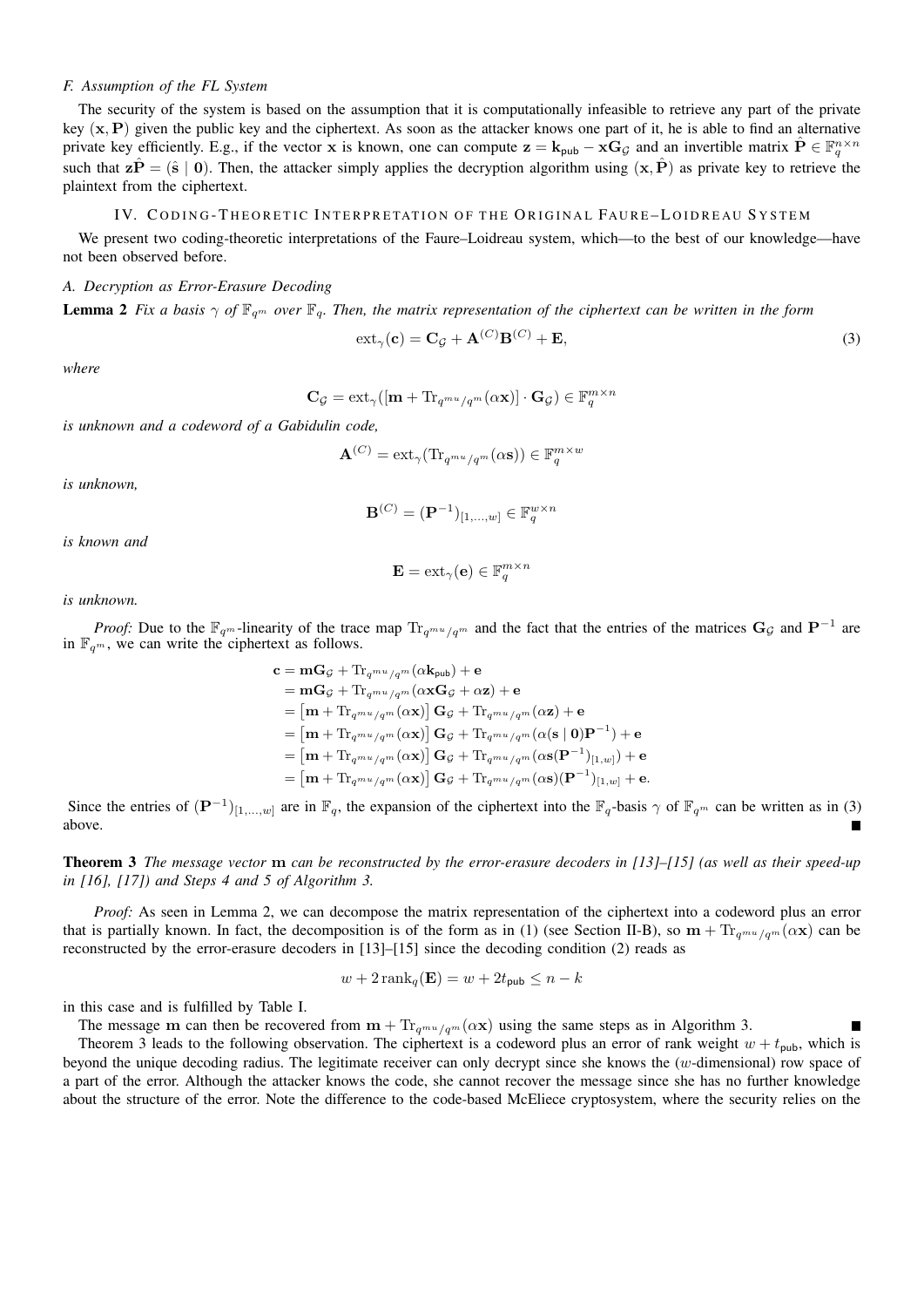### F. Assumption of the FL System

The security of the system is based on the assumption that it is computationally infeasible to retrieve any part of the private key $(\mathbf{x}, \mathbf{P})$ given the public key and the ciphertext. As soon as the attacker knows one part of it, he is able to find an alternative private key efficiently. E.g., if the vector $\mathbf{x}$ is known, one can compute $\mathbf{z} = \mathbf{k}_{\mathsf{pub}} - \mathbf{x}\mathbf{G}_{\mathcal{G}}$ and an invertible matrix $\hat{\mathbf{P}} \in \mathbb{F}_q^{n \times n}$ such that $\mathbf{z}\hat{\mathbf{P}} = (\hat{\mathbf{s}} \mid \mathbf{0})$. Then, the attacker simply applies the decryption algorithm using $(\mathbf{x}, \hat{\mathbf{P}})$ as private key to retrieve the plaintext from the ciphertext.

## IV. Coding-Theoretic Interpretation of the Original Faure–Loidreau System

We present two coding-theoretic interpretations of the Faure–Loidreau system, which—to the best of our knowledge—have not been observed before.

### A. Decryption as Error-Erasure Decoding

**Lemma 2** *Fix a basis $\gamma$ of $\mathbb{F}_{q^m}$ over $\mathbb{F}_q$. Then, the matrix representation of the ciphertext can be written in the form*

$$\mathrm{ext}_\gamma(\mathbf{c}) = \mathbf{C}_{\mathcal{G}} + \mathbf{A}^{(C)}\mathbf{B}^{(C)} + \mathbf{E}, \tag{3}$$

*where*

$$\mathbf{C}_{\mathcal{G}} = \mathrm{ext}_\gamma([\mathbf{m} + \mathrm{Tr}_{q^{mu}/q^m}(\alpha\mathbf{x})] \cdot \mathbf{G}_{\mathcal{G}}) \in \mathbb{F}_q^{m \times n}$$

*is unknown and a codeword of a Gabidulin code,*

$$\mathbf{A}^{(C)} = \mathrm{ext}_\gamma(\mathrm{Tr}_{q^{mu}/q^m}(\alpha\mathbf{s})) \in \mathbb{F}_q^{m \times w}$$

*is unknown,*

$$\mathbf{B}^{(C)} = (\mathbf{P}^{-1})_{[1,\dots,w]} \in \mathbb{F}_q^{w \times n}$$

*is known and*

$$\mathbf{E} = \mathrm{ext}_\gamma(\mathbf{e}) \in \mathbb{F}_q^{m \times n}$$

*is unknown.*

*Proof:* Due to the $\mathbb{F}_{q^m}$-linearity of the trace map $\mathrm{Tr}_{q^{mu}/q^m}$ and the fact that the entries of the matrices $\mathbf{G}_{\mathcal{G}}$ and $\mathbf{P}^{-1}$ are in $\mathbb{F}_{q^m}$, we can write the ciphertext as follows.

$$\begin{aligned}
\mathbf{c} &= \mathbf{m}\mathbf{G}_{\mathcal{G}} + \mathrm{Tr}_{q^{mu}/q^m}(\alpha\mathbf{k}_{\mathsf{pub}}) + \mathbf{e} \\
&= \mathbf{m}\mathbf{G}_{\mathcal{G}} + \mathrm{Tr}_{q^{mu}/q^m}(\alpha\mathbf{x}\mathbf{G}_{\mathcal{G}} + \alpha\mathbf{z}) + \mathbf{e} \\
&= \left[\mathbf{m} + \mathrm{Tr}_{q^{mu}/q^m}(\alpha\mathbf{x})\right]\mathbf{G}_{\mathcal{G}} + \mathrm{Tr}_{q^{mu}/q^m}(\alpha\mathbf{z}) + \mathbf{e} \\
&= \left[\mathbf{m} + \mathrm{Tr}_{q^{mu}/q^m}(\alpha\mathbf{x})\right]\mathbf{G}_{\mathcal{G}} + \mathrm{Tr}_{q^{mu}/q^m}(\alpha(\mathbf{s} \mid \mathbf{0})\mathbf{P}^{-1}) + \mathbf{e} \\
&= \left[\mathbf{m} + \mathrm{Tr}_{q^{mu}/q^m}(\alpha\mathbf{x})\right]\mathbf{G}_{\mathcal{G}} + \mathrm{Tr}_{q^{mu}/q^m}(\alpha\mathbf{s}(\mathbf{P}^{-1})_{[1,w]}) + \mathbf{e} \\
&= \left[\mathbf{m} + \mathrm{Tr}_{q^{mu}/q^m}(\alpha\mathbf{x})\right]\mathbf{G}_{\mathcal{G}} + \mathrm{Tr}_{q^{mu}/q^m}(\alpha\mathbf{s})(\mathbf{P}^{-1})_{[1,w]} + \mathbf{e}.
\end{aligned}$$

Since the entries of $(\mathbf{P}^{-1})_{[1,\dots,w]}$ are in $\mathbb{F}_q$, the expansion of the ciphertext into the $\mathbb{F}_q$-basis $\gamma$ of $\mathbb{F}_{q^m}$ can be written as in (3) above. ■

**Theorem 3** *The message vector $\mathbf{m}$ can be reconstructed by the error-erasure decoders in [13]–[15] (as well as their speed-up in [16], [17]) and Steps 4 and 5 of Algorithm 3.*

*Proof:* As seen in Lemma 2, we can decompose the matrix representation of the ciphertext into a codeword plus an error that is partially known. In fact, the decomposition is of the form as in (1) (see Section II-B), so $\mathbf{m} + \mathrm{Tr}_{q^{mu}/q^m}(\alpha\mathbf{x})$ can be reconstructed by the error-erasure decoders in [13]–[15] since the decoding condition (2) reads as

$$w + 2\,\mathrm{rank}_q(\mathbf{E}) = w + 2t_{\mathsf{pub}} \leq n - k$$

in this case and is fulfilled by Table I.

The message $\mathbf{m}$ can then be recovered from $\mathbf{m} + \mathrm{Tr}_{q^{mu}/q^m}(\alpha\mathbf{x})$ using the same steps as in Algorithm 3. ■

Theorem 3 leads to the following observation. The ciphertext is a codeword plus an error of rank weight $w + t_{\mathsf{pub}}$, which is beyond the unique decoding radius. The legitimate receiver can only decrypt since she knows the ($w$-dimensional) row space of a part of the error. Although the attacker knows the code, she cannot recover the message since she has no further knowledge about the structure of the error. Note the difference to the code-based McEliece cryptosystem, where the security relies on the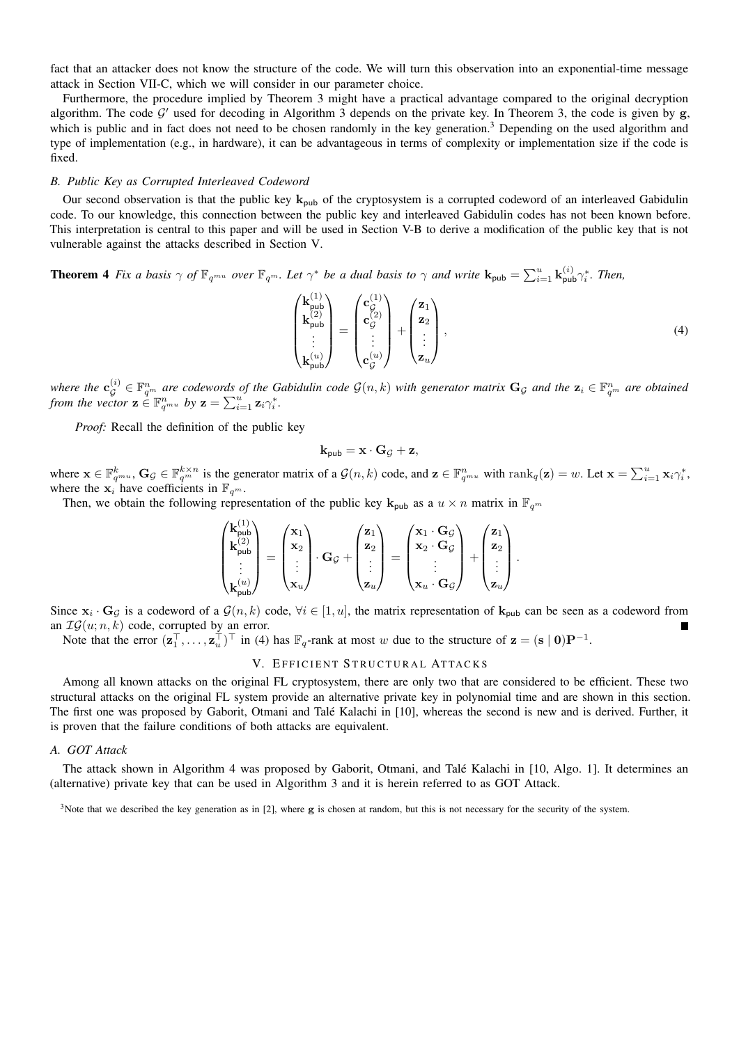fact that an attacker does not know the structure of the code. We will turn this observation into an exponential-time message attack in Section VII-C, which we will consider in our parameter choice.

Furthermore, the procedure implied by Theorem 3 might have a practical advantage compared to the original decryption algorithm. The code $\mathcal{G}'$ used for decoding in Algorithm 3 depends on the private key. In Theorem 3, the code is given by $\mathbf{g}$, which is public and in fact does not need to be chosen randomly in the key generation.[3] Depending on the used algorithm and type of implementation (e.g., in hardware), it can be advantageous in terms of complexity or implementation size if the code is fixed.

### B. Public Key as Corrupted Interleaved Codeword

Our second observation is that the public key $\mathbf{k}_{\mathsf{pub}}$ of the cryptosystem is a corrupted codeword of an interleaved Gabidulin code. To our knowledge, this connection between the public key and interleaved Gabidulin codes has not been known before. This interpretation is central to this paper and will be used in Section V-B to derive a modification of the public key that is not vulnerable against the attacks described in Section V.

**Theorem 4** *Fix a basis $\gamma$ of $\mathbb{F}_{q^{mu}}$ over $\mathbb{F}_{q^m}$. Let $\gamma^*$ be a dual basis to $\gamma$ and write $\mathbf{k}_{\mathsf{pub}} = \sum_{i=1}^{u} \mathbf{k}_{\mathsf{pub}}^{(i)} \gamma_i^*$. Then,*

$$
\begin{pmatrix} \mathbf{k}_{\mathsf{pub}}^{(1)} \\ \mathbf{k}_{\mathsf{pub}}^{(2)} \\ \vdots \\ \mathbf{k}_{\mathsf{pub}}^{(u)} \end{pmatrix} = \begin{pmatrix} \mathbf{c}_{\mathcal{G}}^{(1)} \\ \mathbf{c}_{\mathcal{G}}^{(2)} \\ \vdots \\ \mathbf{c}_{\mathcal{G}}^{(u)} \end{pmatrix} + \begin{pmatrix} \mathbf{z}_1 \\ \mathbf{z}_2 \\ \vdots \\ \mathbf{z}_u \end{pmatrix}, \tag{4}
$$

*where the $\mathbf{c}_{\mathcal{G}}^{(i)} \in \mathbb{F}_{q^m}^n$ are codewords of the Gabidulin code $\mathcal{G}(n,k)$ with generator matrix $\mathbf{G}_{\mathcal{G}}$ and the $\mathbf{z}_i \in \mathbb{F}_{q^m}^n$ are obtained from the vector $\mathbf{z} \in \mathbb{F}_{q^{mu}}^n$ by $\mathbf{z} = \sum_{i=1}^{u} \mathbf{z}_i \gamma_i^*$.*

*Proof:* Recall the definition of the public key

$$
\mathbf{k}_{\mathsf{pub}} = \mathbf{x} \cdot \mathbf{G}_{\mathcal{G}} + \mathbf{z},
$$

where $\mathbf{x} \in \mathbb{F}_{q^{mu}}^k$, $\mathbf{G}_{\mathcal{G}} \in \mathbb{F}_{q^m}^{k \times n}$ is the generator matrix of a $\mathcal{G}(n,k)$ code, and $\mathbf{z} \in \mathbb{F}_{q^{mu}}^n$ with $\operatorname{rank}_q(\mathbf{z}) = w$. Let $\mathbf{x} = \sum_{i=1}^{u} \mathbf{x}_i \gamma_i^*$, where the $\mathbf{x}_i$ have coefficients in $\mathbb{F}_{q^m}$.

Then, we obtain the following representation of the public key $\mathbf{k}_{\mathsf{pub}}$ as a $u \times n$ matrix in $\mathbb{F}_{q^m}$

$$
\begin{pmatrix} \mathbf{k}_{\mathsf{pub}}^{(1)} \\ \mathbf{k}_{\mathsf{pub}}^{(2)} \\ \vdots \\ \mathbf{k}_{\mathsf{pub}}^{(u)} \end{pmatrix} = \begin{pmatrix} \mathbf{x}_1 \\ \mathbf{x}_2 \\ \vdots \\ \mathbf{x}_u \end{pmatrix} \cdot \mathbf{G}_{\mathcal{G}} + \begin{pmatrix} \mathbf{z}_1 \\ \mathbf{z}_2 \\ \vdots \\ \mathbf{z}_u \end{pmatrix} = \begin{pmatrix} \mathbf{x}_1 \cdot \mathbf{G}_{\mathcal{G}} \\ \mathbf{x}_2 \cdot \mathbf{G}_{\mathcal{G}} \\ \vdots \\ \mathbf{x}_u \cdot \mathbf{G}_{\mathcal{G}} \end{pmatrix} + \begin{pmatrix} \mathbf{z}_1 \\ \mathbf{z}_2 \\ \vdots \\ \mathbf{z}_u \end{pmatrix}.
$$

Since $\mathbf{x}_i \cdot \mathbf{G}_{\mathcal{G}}$ is a codeword of a $\mathcal{G}(n,k)$ code, $\forall i \in [1,u]$, the matrix representation of $\mathbf{k}_{\mathsf{pub}}$ can be seen as a codeword from an $\mathcal{IG}(u; n, k)$ code, corrupted by an error. ■

Note that the error $(\mathbf{z}_1^\top, \ldots, \mathbf{z}_u^\top)^\top$ in (4) has $\mathbb{F}_q$-rank at most $w$ due to the structure of $\mathbf{z} = (\mathbf{s} \mid \mathbf{0})\mathbf{P}^{-1}$.

## V. Efficient Structural Attacks

Among all known attacks on the original FL cryptosystem, there are only two that are considered to be efficient. These two structural attacks on the original FL system provide an alternative private key in polynomial time and are shown in this section. The first one was proposed by Gaborit, Otmani and Talé Kalachi in [10], whereas the second is new and is derived. Further, it is proven that the failure conditions of both attacks are equivalent.

### A. GOT Attack

The attack shown in Algorithm 4 was proposed by Gaborit, Otmani, and Talé Kalachi in [10, Algo. 1]. It determines an (alternative) private key that can be used in Algorithm 3 and it is herein referred to as GOT Attack.

[3] Note that we described the key generation as in [2], where $\mathbf{g}$ is chosen at random, but this is not necessary for the security of the system.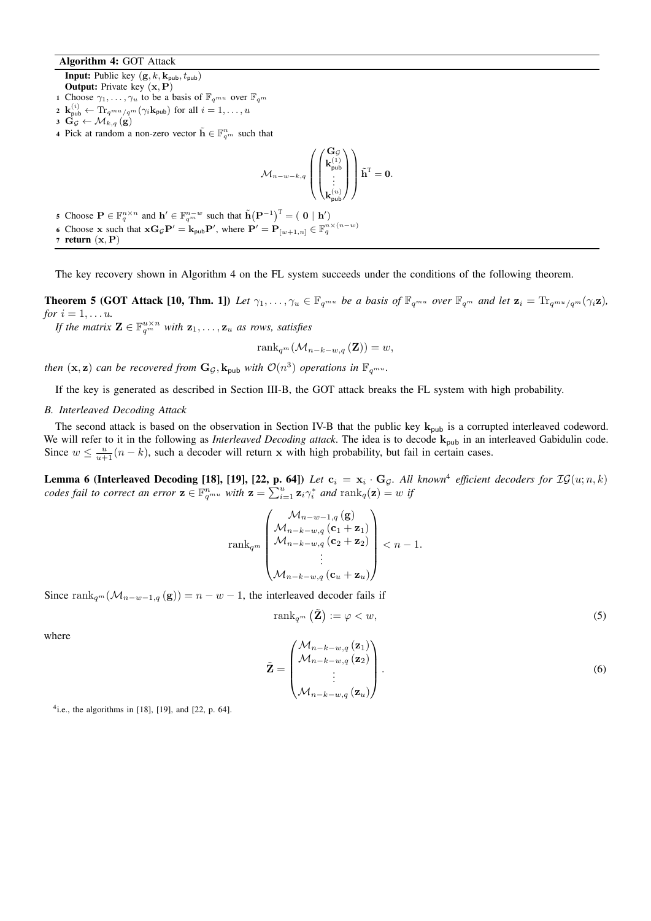**Algorithm 4:** GOT Attack

**Input:** Public key $(\mathbf{g}, k, \mathbf{k}_{\mathsf{pub}}, t_{\mathsf{pub}})$
**Output:** Private key $(\mathbf{x}, \mathbf{P})$

1. Choose $\gamma_1, \ldots, \gamma_u$ to be a basis of $\mathbb{F}_{q^{mu}}$ over $\mathbb{F}_{q^m}$
2. $\mathbf{k}_{\mathsf{pub}}^{(i)} \leftarrow \mathrm{Tr}_{q^{mu}/q^m}(\gamma_i \mathbf{k}_{\mathsf{pub}})$ for all $i = 1, \ldots, u$
3. $\mathbf{G}_{\mathcal{G}} \leftarrow \mathcal{M}_{k,q}(\mathbf{g})$
4. Pick at random a non-zero vector $\tilde{\mathbf{h}} \in \mathbb{F}_{q^m}^n$ such that
$$\mathcal{M}_{n-w-k,q}\left(\begin{pmatrix} \mathbf{G}_{\mathcal{G}} \\ \mathbf{k}_{\mathsf{pub}}^{(1)} \\ \vdots \\ \mathbf{k}_{\mathsf{pub}}^{(u)} \end{pmatrix}\right)\tilde{\mathbf{h}}^{\mathsf{T}} = \mathbf{0}.$$
5. Choose $\mathbf{P} \in \mathbb{F}_q^{n\times n}$ and $\mathbf{h}' \in \mathbb{F}_{q^m}^{n-w}$ such that $\tilde{\mathbf{h}}\big(\mathbf{P}^{-1}\big)^{\mathsf{T}} = (\ \mathbf{0} \mid \mathbf{h}'\ )$
6. Choose $\mathbf{x}$ such that $\mathbf{x}\mathbf{G}_{\mathcal{G}}\mathbf{P}' = \mathbf{k}_{\mathsf{pub}}\mathbf{P}'$, where $\mathbf{P}' = \mathbf{P}_{[w+1,n]} \in \mathbb{F}_q^{n\times(n-w)}$
7. **return** $(\mathbf{x}, \mathbf{P})$

The key recovery shown in Algorithm 4 on the FL system succeeds under the conditions of the following theorem.

**Theorem 5 (GOT Attack [10, Thm. 1])** *Let $\gamma_1, \ldots, \gamma_u \in \mathbb{F}_{q^{mu}}$ be a basis of $\mathbb{F}_{q^{mu}}$ over $\mathbb{F}_{q^m}$ and let $\mathbf{z}_i = \mathrm{Tr}_{q^{mu}/q^m}(\gamma_i \mathbf{z})$, for $i = 1, \ldots u$.*

*If the matrix $\mathbf{Z} \in \mathbb{F}_{q^m}^{u\times n}$ with $\mathbf{z}_1, \ldots, \mathbf{z}_u$ as rows, satisfies*
$$\mathrm{rank}_{q^m}(\mathcal{M}_{n-k-w,q}(\mathbf{Z})) = w,$$
*then $(\mathbf{x}, \mathbf{z})$ can be recovered from $\mathbf{G}_{\mathcal{G}}, \mathbf{k}_{\mathsf{pub}}$ with $\mathcal{O}(n^3)$ operations in $\mathbb{F}_{q^{mu}}$.*

If the key is generated as described in Section III-B, the GOT attack breaks the FL system with high probability.

### B. Interleaved Decoding Attack

The second attack is based on the observation in Section IV-B that the public key $\mathbf{k}_{\mathsf{pub}}$ is a corrupted interleaved codeword. We will refer to it in the following as *Interleaved Decoding attack*. The idea is to decode $\mathbf{k}_{\mathsf{pub}}$ in an interleaved Gabidulin code. Since $w \leq \frac{u}{u+1}(n-k)$, such a decoder will return $\mathbf{x}$ with high probability, but fail in certain cases.

**Lemma 6 (Interleaved Decoding [18], [19], [22, p. 64])** *Let $\mathbf{c}_i = \mathbf{x}_i \cdot \mathbf{G}_{\mathcal{G}}$. All known[4] efficient decoders for $\mathcal{IG}(u; n, k)$ codes fail to correct an error $\mathbf{z} \in \mathbb{F}_{q^{mu}}^n$ with $\mathbf{z} = \sum_{i=1}^u \mathbf{z}_i \gamma_i^*$ and $\mathrm{rank}_q(\mathbf{z}) = w$ if*
$$\mathrm{rank}_{q^m}\begin{pmatrix} \mathcal{M}_{n-w-1,q}(\mathbf{g}) \\ \mathcal{M}_{n-k-w,q}(\mathbf{c}_1 + \mathbf{z}_1) \\ \mathcal{M}_{n-k-w,q}(\mathbf{c}_2 + \mathbf{z}_2) \\ \vdots \\ \mathcal{M}_{n-k-w,q}(\mathbf{c}_u + \mathbf{z}_u) \end{pmatrix} < n-1.$$

Since $\mathrm{rank}_{q^m}(\mathcal{M}_{n-w-1,q}(\mathbf{g})) = n-w-1$, the interleaved decoder fails if
$$\mathrm{rank}_{q^m}\big(\tilde{\mathbf{Z}}\big) := \varphi < w, \tag{5}$$
where
$$\tilde{\mathbf{Z}} = \begin{pmatrix} \mathcal{M}_{n-k-w,q}(\mathbf{z}_1) \\ \mathcal{M}_{n-k-w,q}(\mathbf{z}_2) \\ \vdots \\ \mathcal{M}_{n-k-w,q}(\mathbf{z}_u) \end{pmatrix}. \tag{6}$$

[4] i.e., the algorithms in [18], [19], and [22, p. 64].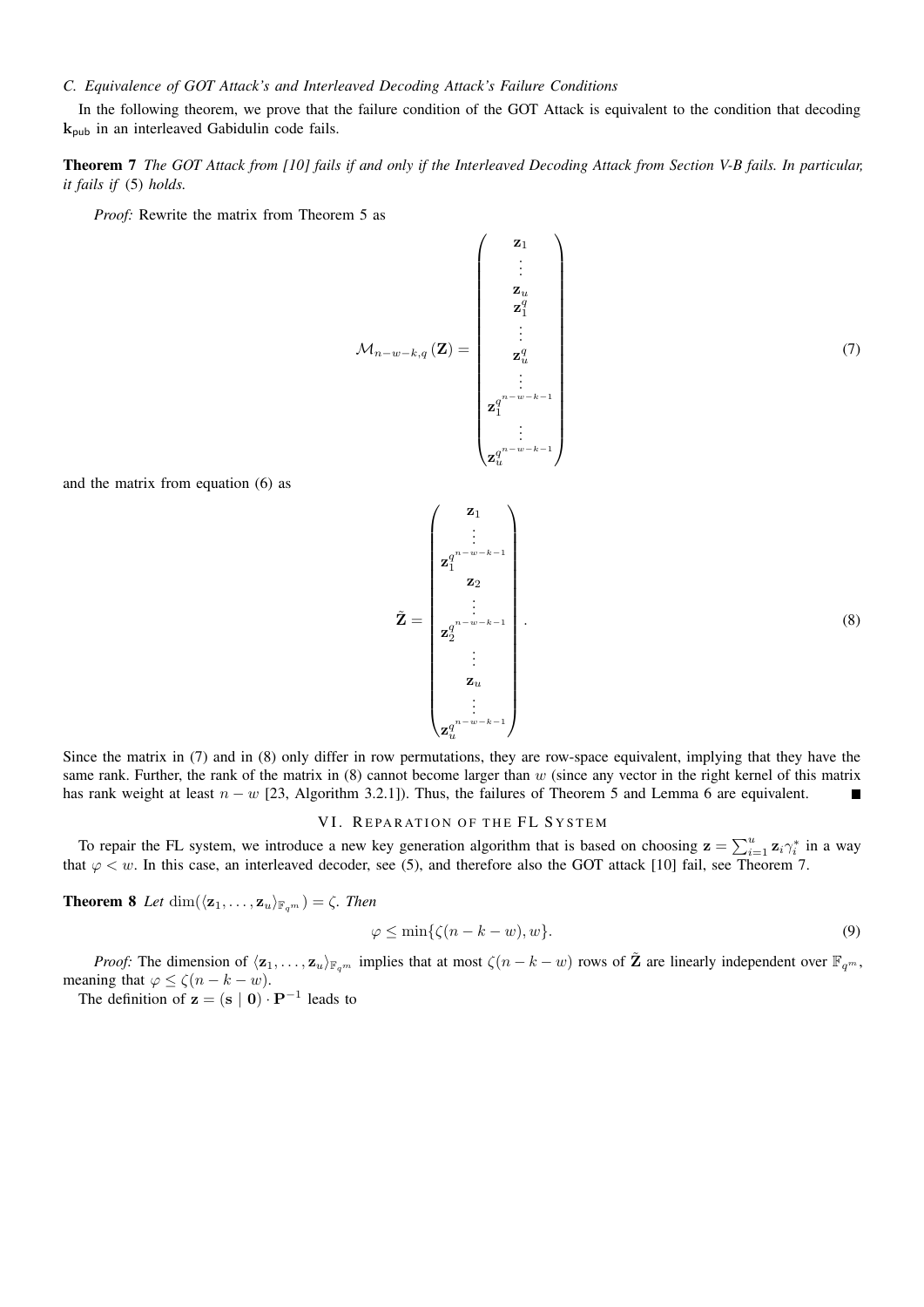### C. Equivalence of GOT Attack's and Interleaved Decoding Attack's Failure Conditions

In the following theorem, we prove that the failure condition of the GOT Attack is equivalent to the condition that decoding $\mathbf{k}_{\mathsf{pub}}$ in an interleaved Gabidulin code fails.

**Theorem 7** *The GOT Attack from [10] fails if and only if the Interleaved Decoding Attack from Section V-B fails. In particular, it fails if* (5) *holds.*

*Proof:* Rewrite the matrix from Theorem 5 as

$$\mathcal{M}_{n-w-k,q}(\mathbf{Z}) = \begin{pmatrix} \mathbf{z}_1 \\ \vdots \\ \mathbf{z}_u \\ \mathbf{z}_1^{q} \\ \vdots \\ \mathbf{z}_u^{q} \\ \vdots \\ \mathbf{z}_1^{q^{n-w-k-1}} \\ \vdots \\ \mathbf{z}_u^{q^{n-w-k-1}} \end{pmatrix} \tag{7}$$

and the matrix from equation (6) as

$$\tilde{\mathbf{Z}} = \begin{pmatrix} \mathbf{z}_1 \\ \vdots \\ \mathbf{z}_1^{q^{n-w-k-1}} \\ \mathbf{z}_2 \\ \vdots \\ \mathbf{z}_2^{q^{n-w-k-1}} \\ \vdots \\ \mathbf{z}_u \\ \vdots \\ \mathbf{z}_u^{q^{n-w-k-1}} \end{pmatrix}. \tag{8}$$

Since the matrix in (7) and in (8) only differ in row permutations, they are row-space equivalent, implying that they have the same rank. Further, the rank of the matrix in (8) cannot become larger than $w$ (since any vector in the right kernel of this matrix has rank weight at least $n-w$ [23, Algorithm 3.2.1]). Thus, the failures of Theorem 5 and Lemma 6 are equivalent. ∎

## VI. Reparation of the FL System

To repair the FL system, we introduce a new key generation algorithm that is based on choosing $\mathbf{z} = \sum_{i=1}^{u} \mathbf{z}_i \gamma_i^*$ in a way that $\varphi < w$. In this case, an interleaved decoder, see (5), and therefore also the GOT attack [10] fail, see Theorem 7.

**Theorem 8** *Let* $\dim(\langle \mathbf{z}_1, \dots, \mathbf{z}_u \rangle_{\mathbb{F}_{q^m}}) = \zeta$. *Then*

$$\varphi \leq \min\{\zeta(n-k-w), w\}. \tag{9}$$

*Proof:* The dimension of $\langle \mathbf{z}_1, \dots, \mathbf{z}_u \rangle_{\mathbb{F}_{q^m}}$ implies that at most $\zeta(n-k-w)$ rows of $\tilde{\mathbf{Z}}$ are linearly independent over $\mathbb{F}_{q^m}$, meaning that $\varphi \leq \zeta(n-k-w)$.

The definition of $\mathbf{z} = (\mathbf{s} \mid \mathbf{0}) \cdot \mathbf{P}^{-1}$ leads to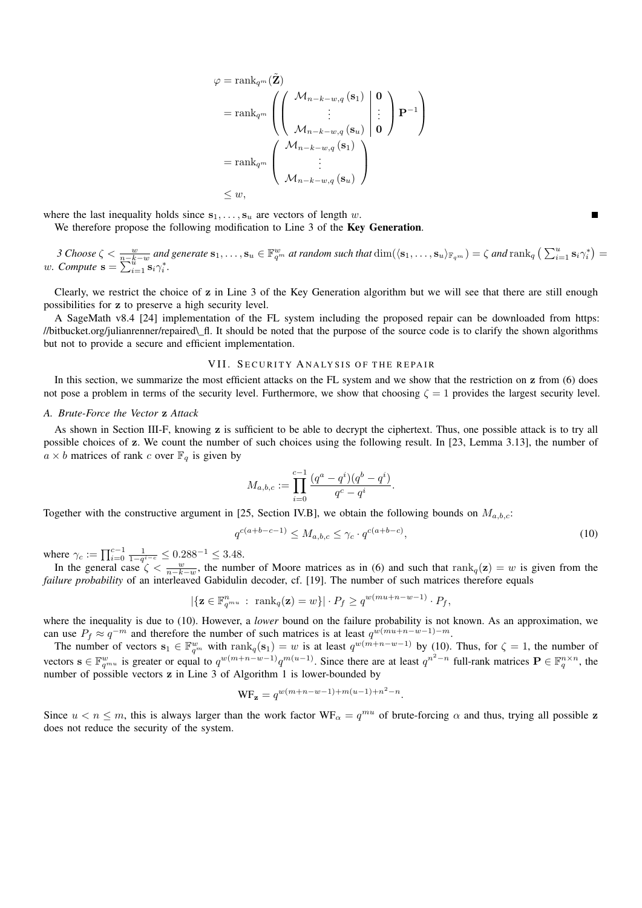$$
\begin{aligned}
\varphi &= \operatorname{rank}_{q^m}(\tilde{\mathbf{Z}}) \\
&= \operatorname{rank}_{q^m}\left( \left( \begin{array}{c|c} \mathcal{M}_{n-k-w,q}(\mathbf{s}_1) & \mathbf{0} \\ \vdots & \vdots \\ \mathcal{M}_{n-k-w,q}(\mathbf{s}_u) & \mathbf{0} \end{array} \right) \mathbf{P}^{-1} \right) \\
&= \operatorname{rank}_{q^m}\left( \begin{array}{c} \mathcal{M}_{n-k-w,q}(\mathbf{s}_1) \\ \vdots \\ \mathcal{M}_{n-k-w,q}(\mathbf{s}_u) \end{array} \right) \\
&\leq w,
\end{aligned}
$$

where the last inequality holds since $\mathbf{s}_1, \ldots, \mathbf{s}_u$ are vectors of length $w$. ■

We therefore propose the following modification to Line 3 of the **Key Generation**.

*3 Choose* $\zeta < \frac{w}{n-k-w}$ *and generate* $\mathbf{s}_1, \ldots, \mathbf{s}_u \in \mathbb{F}_{q^m}^w$ *at random such that* $\dim(\langle \mathbf{s}_1, \ldots, \mathbf{s}_u \rangle_{\mathbb{F}_{q^m}}) = \zeta$ *and* $\operatorname{rank}_q\left(\sum_{i=1}^u \mathbf{s}_i \gamma_i^*\right) = w$. *Compute* $\mathbf{s} = \sum_{i=1}^u \mathbf{s}_i \gamma_i^*$.

Clearly, we restrict the choice of $\mathbf{z}$ in Line 3 of the Key Generation algorithm but we will see that there are still enough possibilities for $\mathbf{z}$ to preserve a high security level.

A SageMath v8.4 [24] implementation of the FL system including the proposed repair can be downloaded from https://bitbucket.org/julianrenner/repaired\_fl. It should be noted that the purpose of the source code is to clarify the shown algorithms but not to provide a secure and efficient implementation.

## VII. Security Analysis of the Repair

In this section, we summarize the most efficient attacks on the FL system and we show that the restriction on $\mathbf{z}$ from (6) does not pose a problem in terms of the security level. Furthermore, we show that choosing $\zeta = 1$ provides the largest security level.

### A. Brute-Force the Vector z Attack

As shown in Section III-F, knowing $\mathbf{z}$ is sufficient to be able to decrypt the ciphertext. Thus, one possible attack is to try all possible choices of $\mathbf{z}$. We count the number of such choices using the following result. In [23, Lemma 3.13], the number of $a \times b$ matrices of rank $c$ over $\mathbb{F}_q$ is given by

$$
M_{a,b,c} := \prod_{i=0}^{c-1} \frac{(q^a - q^i)(q^b - q^i)}{q^c - q^i}.
$$

Together with the constructive argument in [25, Section IV.B], we obtain the following bounds on $M_{a,b,c}$:

$$
q^{c(a+b-c-1)} \leq M_{a,b,c} \leq \gamma_c \cdot q^{c(a+b-c)}, \tag{10}
$$

where $\gamma_c := \prod_{i=0}^{c-1} \frac{1}{1-q^{i-c}} \leq 0.288^{-1} \leq 3.48$.

In the general case $\zeta < \frac{w}{n-k-w}$, the number of Moore matrices as in (6) and such that $\operatorname{rank}_q(\mathbf{z}) = w$ is given from the *failure probability* of an interleaved Gabidulin decoder, cf. [19]. The number of such matrices therefore equals

$$
|\{\mathbf{z} \in \mathbb{F}_{q^{mu}}^n \, : \, \operatorname{rank}_q(\mathbf{z}) = w\}| \cdot P_f \geq q^{w(mu+n-w-1)} \cdot P_f,
$$

where the inequality is due to (10). However, a *lower* bound on the failure probability is not known. As an approximation, we can use $P_f \approx q^{-m}$ and therefore the number of such matrices is at least $q^{w(mu+n-w-1)-m}$.

The number of vectors $\mathbf{s}_1 \in \mathbb{F}_{q^m}^w$ with $\operatorname{rank}_q(\mathbf{s}_1) = w$ is at least $q^{w(m+n-w-1)}$ by (10). Thus, for $\zeta = 1$, the number of vectors $\mathbf{s} \in \mathbb{F}_{q^{mu}}^w$ is greater or equal to $q^{w(m+n-w-1)} q^{m(u-1)}$. Since there are at least $q^{n^2-n}$ full-rank matrices $\mathbf{P} \in \mathbb{F}_q^{n \times n}$, the number of possible vectors $\mathbf{z}$ in Line 3 of Algorithm 1 is lower-bounded by

$$
\mathrm{WF}_{\mathbf{z}} = q^{w(m+n-w-1)+m(u-1)+n^2-n}.
$$

Since $u < n \leq m$, this is always larger than the work factor $\mathrm{WF}_\alpha = q^{mu}$ of brute-forcing $\alpha$ and thus, trying all possible $\mathbf{z}$ does not reduce the security of the system.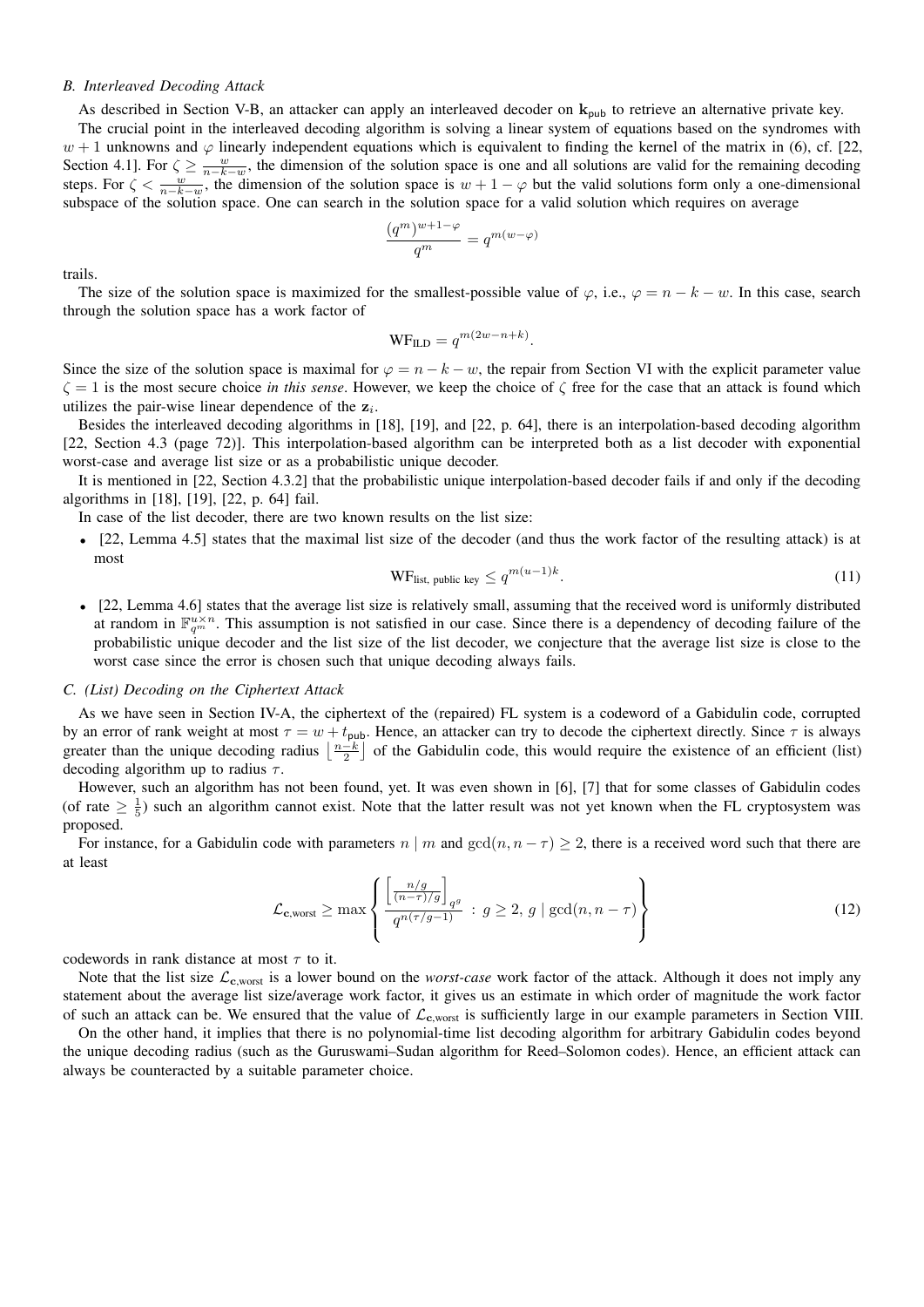### B. Interleaved Decoding Attack

As described in Section V-B, an attacker can apply an interleaved decoder on $\mathbf{k}_{\mathsf{pub}}$ to retrieve an alternative private key.

The crucial point in the interleaved decoding algorithm is solving a linear system of equations based on the syndromes with $w+1$ unknowns and $\varphi$ linearly independent equations which is equivalent to finding the kernel of the matrix in (6), cf. [22, Section 4.1]. For $\zeta \geq \frac{w}{n-k-w}$, the dimension of the solution space is one and all solutions are valid for the remaining decoding steps. For $\zeta < \frac{w}{n-k-w}$, the dimension of the solution space is $w+1-\varphi$ but the valid solutions form only a one-dimensional subspace of the solution space. One can search in the solution space for a valid solution which requires on average

$$\frac{(q^m)^{w+1-\varphi}}{q^m} = q^{m(w-\varphi)}$$

trails.

The size of the solution space is maximized for the smallest-possible value of $\varphi$, i.e., $\varphi = n-k-w$. In this case, search through the solution space has a work factor of

$$\mathrm{WF}_{\mathrm{ILD}} = q^{m(2w-n+k)}.$$

Since the size of the solution space is maximal for $\varphi = n-k-w$, the repair from Section VI with the explicit parameter value $\zeta = 1$ is the most secure choice *in this sense*. However, we keep the choice of $\zeta$ free for the case that an attack is found which utilizes the pair-wise linear dependence of the $\mathbf{z}_i$.

Besides the interleaved decoding algorithms in [18], [19], and [22, p. 64], there is an interpolation-based decoding algorithm [22, Section 4.3 (page 72)]. This interpolation-based algorithm can be interpreted both as a list decoder with exponential worst-case and average list size or as a probabilistic unique decoder.

It is mentioned in [22, Section 4.3.2] that the probabilistic unique interpolation-based decoder fails if and only if the decoding algorithms in [18], [19], [22, p. 64] fail.

In case of the list decoder, there are two known results on the list size:

- [22, Lemma 4.5] states that the maximal list size of the decoder (and thus the work factor of the resulting attack) is at most
$$\mathrm{WF}_{\text{list, public key}} \leq q^{m(u-1)k}. \tag{11}$$
- [22, Lemma 4.6] states that the average list size is relatively small, assuming that the received word is uniformly distributed at random in $\mathbb{F}_{q^m}^{u \times n}$. This assumption is not satisfied in our case. Since there is a dependency of decoding failure of the probabilistic unique decoder and the list size of the list decoder, we conjecture that the average list size is close to the worst case since the error is chosen such that unique decoding always fails.

### C. (List) Decoding on the Ciphertext Attack

As we have seen in Section IV-A, the ciphertext of the (repaired) FL system is a codeword of a Gabidulin code, corrupted by an error of rank weight at most $\tau = w + t_{\mathsf{pub}}$. Hence, an attacker can try to decode the ciphertext directly. Since $\tau$ is always greater than the unique decoding radius $\left\lfloor \frac{n-k}{2} \right\rfloor$ of the Gabidulin code, this would require the existence of an efficient (list) decoding algorithm up to radius $\tau$.

However, such an algorithm has not been found, yet. It was even shown in [6], [7] that for some classes of Gabidulin codes (of rate $\geq \frac{1}{5}$) such an algorithm cannot exist. Note that the latter result was not yet known when the FL cryptosystem was proposed.

For instance, for a Gabidulin code with parameters $n \mid m$ and $\gcd(n, n-\tau) \geq 2$, there is a received word such that there are at least

$$\mathcal{L}_{\mathbf{c},\mathrm{worst}} \geq \max \left\{ \frac{\begin{bmatrix} \frac{n/g}{(n-\tau)/g} \end{bmatrix}_{q^g}}{q^{n(\tau/g-1)}} \; : \; g \geq 2, \; g \mid \gcd(n, n-\tau) \right\} \tag{12}$$

codewords in rank distance at most $\tau$ to it.

Note that the list size $\mathcal{L}_{\mathbf{c},\mathrm{worst}}$ is a lower bound on the *worst-case* work factor of the attack. Although it does not imply any statement about the average list size/average work factor, it gives us an estimate in which order of magnitude the work factor of such an attack can be. We ensured that the value of $\mathcal{L}_{\mathbf{c},\mathrm{worst}}$ is sufficiently large in our example parameters in Section VIII.

On the other hand, it implies that there is no polynomial-time list decoding algorithm for arbitrary Gabidulin codes beyond the unique decoding radius (such as the Guruswami–Sudan algorithm for Reed–Solomon codes). Hence, an efficient attack can always be counteracted by a suitable parameter choice.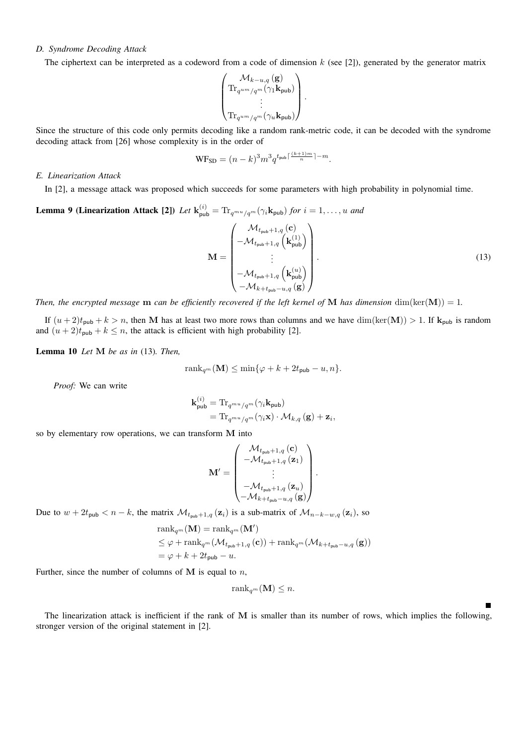### D. Syndrome Decoding Attack

The ciphertext can be interpreted as a codeword from a code of dimension $k$ (see [2]), generated by the generator matrix

$$\begin{pmatrix} \mathcal{M}_{k-u,q}(\mathbf{g}) \\ \mathrm{Tr}_{q^{um}/q^m}(\gamma_1 \mathbf{k}_{\mathsf{pub}}) \\ \vdots \\ \mathrm{Tr}_{q^{um}/q^m}(\gamma_u \mathbf{k}_{\mathsf{pub}}) \end{pmatrix}.$$

Since the structure of this code only permits decoding like a random rank-metric code, it can be decoded with the syndrome decoding attack from [26] whose complexity is in the order of

$$\mathrm{WF}_{\mathrm{SD}} = (n-k)^3 m^3 q^{t_{\mathsf{pub}} \lceil \frac{(k+1)m}{n} \rceil - m}.$$

### E. Linearization Attack

In [2], a message attack was proposed which succeeds for some parameters with high probability in polynomial time.

**Lemma 9 (Linearization Attack [2])** *Let $\mathbf{k}_{\mathsf{pub}}^{(i)} = \mathrm{Tr}_{q^{mu}/q^m}(\gamma_i \mathbf{k}_{\mathsf{pub}})$ for $i = 1, \ldots, u$ and*

$$\mathbf{M} = \begin{pmatrix} \mathcal{M}_{t_{\mathsf{pub}}+1,q}(\mathbf{c}) \\ -\mathcal{M}_{t_{\mathsf{pub}}+1,q}\left(\mathbf{k}_{\mathsf{pub}}^{(1)}\right) \\ \vdots \\ -\mathcal{M}_{t_{\mathsf{pub}}+1,q}\left(\mathbf{k}_{\mathsf{pub}}^{(u)}\right) \\ -\mathcal{M}_{k+t_{\mathsf{pub}}-u,q}(\mathbf{g}) \end{pmatrix}. \tag{13}$$

*Then, the encrypted message $\mathbf{m}$ can be efficiently recovered if the left kernel of $\mathbf{M}$ has dimension $\dim(\ker(\mathbf{M})) = 1$.*

If $(u+2)t_{\mathsf{pub}} + k > n$, then $\mathbf{M}$ has at least two more rows than columns and we have $\dim(\ker(\mathbf{M})) > 1$. If $\mathbf{k}_{\mathsf{pub}}$ is random and $(u+2)t_{\mathsf{pub}} + k \leq n$, the attack is efficient with high probability [2].

**Lemma 10** *Let $\mathbf{M}$ be as in (13). Then,*

$$\mathrm{rank}_{q^m}(\mathbf{M}) \leq \min\{\varphi + k + 2t_{\mathsf{pub}} - u, n\}.$$

*Proof:* We can write

$$\begin{aligned} \mathbf{k}_{\mathsf{pub}}^{(i)} &= \mathrm{Tr}_{q^{mu}/q^m}(\gamma_i \mathbf{k}_{\mathsf{pub}}) \\ &= \mathrm{Tr}_{q^{mu}/q^m}(\gamma_i \mathbf{x}) \cdot \mathcal{M}_{k,q}(\mathbf{g}) + \mathbf{z}_i, \end{aligned}$$

so by elementary row operations, we can transform $\mathbf{M}$ into

$$\mathbf{M}' = \begin{pmatrix} \mathcal{M}_{t_{\mathsf{pub}}+1,q}(\mathbf{c}) \\ -\mathcal{M}_{t_{\mathsf{pub}}+1,q}(\mathbf{z}_1) \\ \vdots \\ -\mathcal{M}_{t_{\mathsf{pub}}+1,q}(\mathbf{z}_u) \\ -\mathcal{M}_{k+t_{\mathsf{pub}}-u,q}(\mathbf{g}) \end{pmatrix}.$$

Due to $w + 2t_{\mathsf{pub}} < n - k$, the matrix $\mathcal{M}_{t_{\mathsf{pub}}+1,q}(\mathbf{z}_i)$ is a sub-matrix of $\mathcal{M}_{n-k-w,q}(\mathbf{z}_i)$, so

$$\begin{aligned} &\mathrm{rank}_{q^m}(\mathbf{M}) = \mathrm{rank}_{q^m}(\mathbf{M}') \\ &\leq \varphi + \mathrm{rank}_{q^m}(\mathcal{M}_{t_{\mathsf{pub}}+1,q}(\mathbf{c})) + \mathrm{rank}_{q^m}(\mathcal{M}_{k+t_{\mathsf{pub}}-u,q}(\mathbf{g})) \\ &= \varphi + k + 2t_{\mathsf{pub}} - u. \end{aligned}$$

Further, since the number of columns of $\mathbf{M}$ is equal to $n$,

$$\mathrm{rank}_{q^m}(\mathbf{M}) \leq n.$$

■

The linearization attack is inefficient if the rank of $\mathbf{M}$ is smaller than its number of rows, which implies the following, stronger version of the original statement in [2].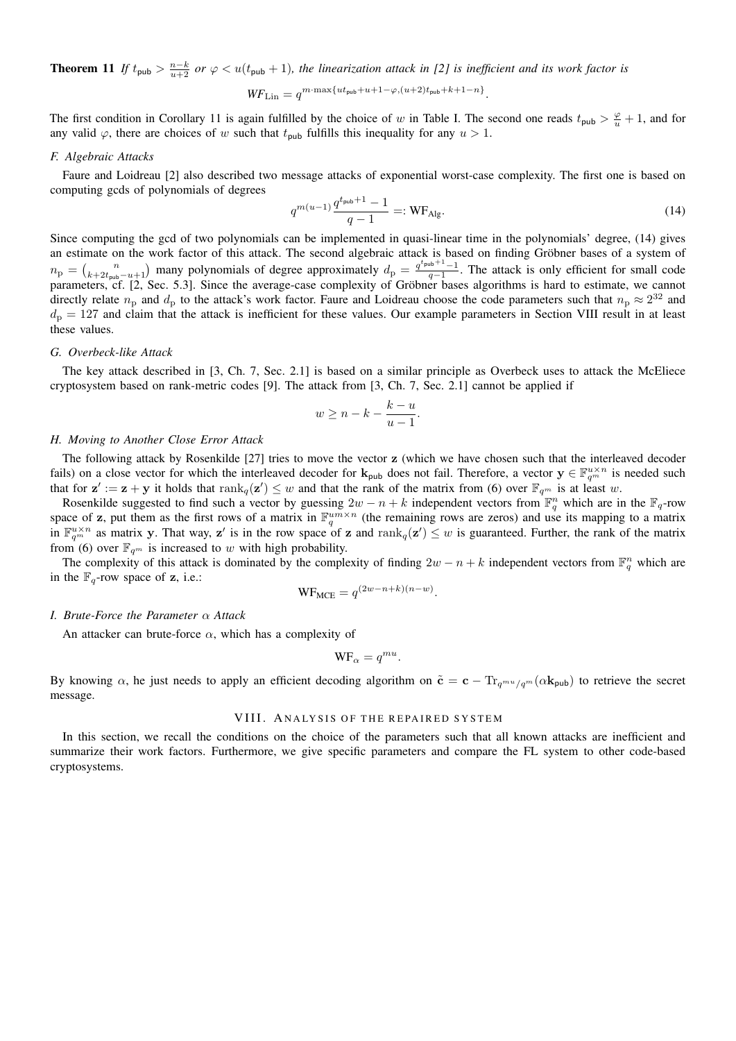**Theorem 11** *If $t_{\mathsf{pub}} > \frac{n-k}{u+2}$ or $\varphi < u(t_{\mathsf{pub}}+1)$, the linearization attack in [2] is inefficient and its work factor is*

$$WF_{\mathrm{Lin}} = q^{m \cdot \max\{ut_{\mathsf{pub}}+u+1-\varphi,(u+2)t_{\mathsf{pub}}+k+1-n\}}.$$

The first condition in Corollary 11 is again fulfilled by the choice of $w$ in Table I. The second one reads $t_{\mathsf{pub}} > \frac{\varphi}{u}+1$, and for any valid $\varphi$, there are choices of $w$ such that $t_{\mathsf{pub}}$ fulfills this inequality for any $u > 1$.

### F. Algebraic Attacks

Faure and Loidreau [2] also described two message attacks of exponential worst-case complexity. The first one is based on computing gcds of polynomials of degrees

$$q^{m(u-1)}\frac{q^{t_{\mathsf{pub}}+1}-1}{q-1} =: \mathrm{WF}_{\mathrm{Alg}}. \tag{14}$$

Since computing the gcd of two polynomials can be implemented in quasi-linear time in the polynomials' degree, (14) gives an estimate on the work factor of this attack. The second algebraic attack is based on finding Gröbner bases of a system of $n_{\mathrm{p}} = \binom{n}{k+2t_{\mathsf{pub}}-u+1}$ many polynomials of degree approximately $d_{\mathrm{p}} = \frac{q^{t_{\mathsf{pub}}+1}-1}{q-1}$. The attack is only efficient for small code parameters, cf. [2, Sec. 5.3]. Since the average-case complexity of Gröbner bases algorithms is hard to estimate, we cannot directly relate $n_{\mathrm{p}}$ and $d_{\mathrm{p}}$ to the attack's work factor. Faure and Loidreau choose the code parameters such that $n_{\mathrm{p}} \approx 2^{32}$ and $d_{\mathrm{p}} = 127$ and claim that the attack is inefficient for these values. Our example parameters in Section VIII result in at least these values.

### G. Overbeck-like Attack

The key attack described in [3, Ch. 7, Sec. 2.1] is based on a similar principle as Overbeck uses to attack the McEliece cryptosystem based on rank-metric codes [9]. The attack from [3, Ch. 7, Sec. 2.1] cannot be applied if

$$w \geq n-k-\frac{k-u}{u-1}.$$

### H. Moving to Another Close Error Attack

The following attack by Rosenkilde [27] tries to move the vector $\mathbf{z}$ (which we have chosen such that the interleaved decoder fails) on a close vector for which the interleaved decoder for $\mathbf{k}_{\mathsf{pub}}$ does not fail. Therefore, a vector $\mathbf{y} \in \mathbb{F}_{q^m}^{u\times n}$ is needed such that for $\mathbf{z}' := \mathbf{z}+\mathbf{y}$ it holds that $\mathrm{rank}_q(\mathbf{z}') \leq w$ and that the rank of the matrix from (6) over $\mathbb{F}_{q^m}$ is at least $w$.

Rosenkilde suggested to find such a vector by guessing $2w-n+k$ independent vectors from $\mathbb{F}_q^n$ which are in the $\mathbb{F}_q$-row space of $\mathbf{z}$, put them as the first rows of a matrix in $\mathbb{F}_q^{um\times n}$ (the remaining rows are zeros) and use its mapping to a matrix in $\mathbb{F}_{q^m}^{u\times n}$ as matrix $\mathbf{y}$. That way, $\mathbf{z}'$ is in the row space of $\mathbf{z}$ and $\mathrm{rank}_q(\mathbf{z}') \leq w$ is guaranteed. Further, the rank of the matrix from (6) over $\mathbb{F}_{q^m}$ is increased to $w$ with high probability.

The complexity of this attack is dominated by the complexity of finding $2w-n+k$ independent vectors from $\mathbb{F}_q^n$ which are in the $\mathbb{F}_q$-row space of $\mathbf{z}$, i.e.:

$$\mathrm{WF}_{\mathrm{MCE}} = q^{(2w-n+k)(n-w)}.$$

### I. Brute-Force the Parameter $\alpha$ Attack

An attacker can brute-force $\alpha$, which has a complexity of

$$\mathrm{WF}_{\alpha} = q^{mu}.$$

By knowing $\alpha$, he just needs to apply an efficient decoding algorithm on $\tilde{\mathbf{c}} = \mathbf{c} - \mathrm{Tr}_{q^{mu}/q^m}(\alpha \mathbf{k}_{\mathsf{pub}})$ to retrieve the secret message.

## VIII. Analysis of the Repaired System

In this section, we recall the conditions on the choice of the parameters such that all known attacks are inefficient and summarize their work factors. Furthermore, we give specific parameters and compare the FL system to other code-based cryptosystems.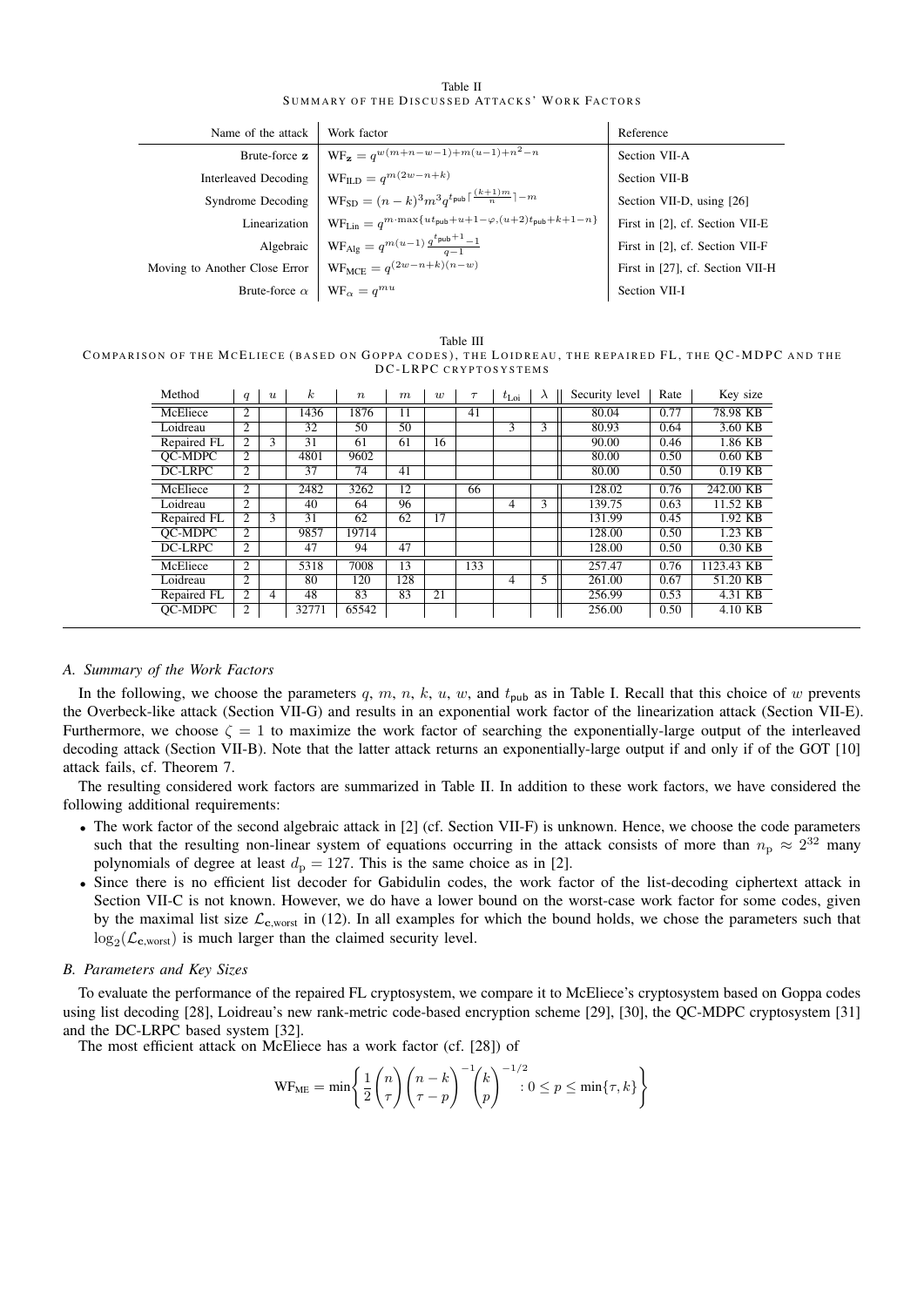Table II
SUMMARY OF THE DISCUSSED ATTACKS' WORK FACTORS

| Name of the attack | Work factor | Reference |
|---|---|---|
| Brute-force $\mathbf{z}$ | $\mathrm{WF}_{\mathbf{z}} = q^{w(m+n-w-1)+m(u-1)+n^2-n}$ | Section VII-A |
| Interleaved Decoding | $\mathrm{WF}_{\mathrm{ILD}} = q^{m(2w-n+k)}$ | Section VII-B |
| Syndrome Decoding | $\mathrm{WF}_{\mathrm{SD}} = (n-k)^3 m^3 q^{t_{\mathsf{pub}} \lceil \frac{(k+1)m}{n} \rceil - m}$ | Section VII-D, using [26] |
| Linearization | $\mathrm{WF}_{\mathrm{Lin}} = q^{m \cdot \max\{u t_{\mathsf{pub}}+u+1-\varphi, (u+2)t_{\mathsf{pub}}+k+1-n\}}$ | First in [2], cf. Section VII-E |
| Algebraic | $\mathrm{WF}_{\mathrm{Alg}} = q^{m(u-1)} \frac{q^{t_{\mathsf{pub}}+1}-1}{q-1}$ | First in [2], cf. Section VII-F |
| Moving to Another Close Error | $\mathrm{WF}_{\mathrm{MCE}} = q^{(2w-n+k)(n-w)}$ | First in [27], cf. Section VII-H |
| Brute-force $\alpha$ | $\mathrm{WF}_{\alpha} = q^{mu}$ | Section VII-I |

Table III
COMPARISON OF THE MCELIECE (BASED ON GOPPA CODES), THE LOIDREAU, THE REPAIRED FL, THE QC-MDPC AND THE DC-LRPC CRYPTOSYSTEMS

| Method | $q$ | $u$ | $k$ | $n$ | $m$ | $w$ | $\tau$ | $t_{\mathrm{Loi}}$ | $\lambda$ | Security level | Rate | Key size |
|---|---|---|---|---|---|---|---|---|---|---|---|---|
| McEliece | 2 | | 1436 | 1876 | 11 | | 41 | | | 80.04 | 0.77 | 78.98 KB |
| Loidreau | 2 | | 32 | 50 | 50 | | | 3 | 3 | 80.93 | 0.64 | 3.60 KB |
| Repaired FL | 2 | 3 | 31 | 61 | 61 | 16 | | | | 90.00 | 0.46 | 1.86 KB |
| QC-MDPC | 2 | | 4801 | 9602 | | | | | | 80.00 | 0.50 | 0.60 KB |
| DC-LRPC | 2 | | 37 | 74 | 41 | | | | | 80.00 | 0.50 | 0.19 KB |
| McEliece | 2 | | 2482 | 3262 | 12 | | 66 | | | 128.02 | 0.76 | 242.00 KB |
| Loidreau | 2 | | 40 | 64 | 96 | | | 4 | 3 | 139.75 | 0.63 | 11.52 KB |
| Repaired FL | 2 | 3 | 31 | 62 | 62 | 17 | | | | 131.99 | 0.45 | 1.92 KB |
| QC-MDPC | 2 | | 9857 | 19714 | | | | | | 128.00 | 0.50 | 1.23 KB |
| DC-LRPC | 2 | | 47 | 94 | 47 | | | | | 128.00 | 0.50 | 0.30 KB |
| McEliece | 2 | | 5318 | 7008 | 13 | | 133 | | | 257.47 | 0.76 | 1123.43 KB |
| Loidreau | 2 | | 80 | 120 | 128 | | | 4 | 5 | 261.00 | 0.67 | 51.20 KB |
| Repaired FL | 2 | 4 | 48 | 83 | 83 | 21 | | | | 256.99 | 0.53 | 4.31 KB |
| QC-MDPC | 2 | | 32771 | 65542 | | | | | | 256.00 | 0.50 | 4.10 KB |

### A. Summary of the Work Factors

In the following, we choose the parameters $q$, $m$, $n$, $k$, $u$, $w$, and $t_{\mathsf{pub}}$ as in Table I. Recall that this choice of $w$ prevents the Overbeck-like attack (Section VII-G) and results in an exponential work factor of the linearization attack (Section VII-E). Furthermore, we choose $\zeta = 1$ to maximize the work factor of searching the exponentially-large output of the interleaved decoding attack (Section VII-B). Note that the latter attack returns an exponentially-large output if and only if of the GOT [10] attack fails, cf. Theorem 7.

The resulting considered work factors are summarized in Table II. In addition to these work factors, we have considered the following additional requirements:

- The work factor of the second algebraic attack in [2] (cf. Section VII-F) is unknown. Hence, we choose the code parameters such that the resulting non-linear system of equations occurring in the attack consists of more than $n_{\mathrm{p}} \approx 2^{32}$ many polynomials of degree at least $d_{\mathrm{p}} = 127$. This is the same choice as in [2].
- Since there is no efficient list decoder for Gabidulin codes, the work factor of the list-decoding ciphertext attack in Section VII-C is not known. However, we do have a lower bound on the worst-case work factor for some codes, given by the maximal list size $\mathcal{L}_{\mathbf{c},\mathrm{worst}}$ in (12). In all examples for which the bound holds, we chose the parameters such that $\log_2(\mathcal{L}_{\mathbf{c},\mathrm{worst}})$ is much larger than the claimed security level.

### B. Parameters and Key Sizes

To evaluate the performance of the repaired FL cryptosystem, we compare it to McEliece's cryptosystem based on Goppa codes using list decoding [28], Loidreau's new rank-metric code-based encryption scheme [29], [30], the QC-MDPC cryptosystem [31] and the DC-LRPC based system [32].

The most efficient attack on McEliece has a work factor (cf. [28]) of

$$\mathrm{WF}_{\mathrm{ME}} = \min\left\{ \frac{1}{2}\binom{n}{\tau}\binom{n-k}{\tau-p}^{-1}\binom{k}{p}^{-1/2} : 0 \leq p \leq \min\{\tau, k\} \right\}$$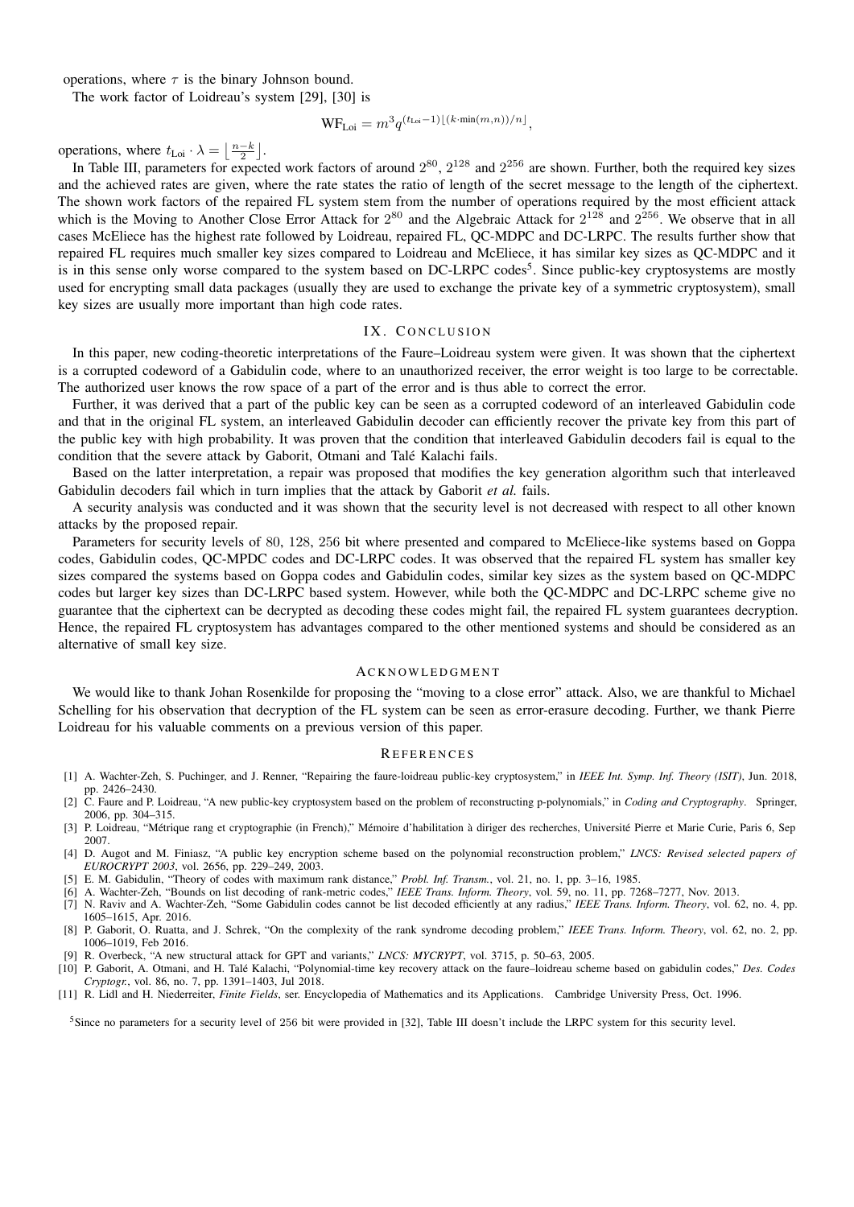operations, where $\tau$ is the binary Johnson bound.

The work factor of Loidreau's system [29], [30] is

$$\mathrm{WF}_{\mathrm{Loi}} = m^3 q^{(t_{\mathrm{Loi}}-1)\lfloor (k \cdot \min(m,n))/n \rfloor},$$

operations, where $t_{\mathrm{Loi}} \cdot \lambda = \left\lfloor \frac{n-k}{2} \right\rfloor$.

In Table III, parameters for expected work factors of around $2^{80}$, $2^{128}$ and $2^{256}$ are shown. Further, both the required key sizes and the achieved rates are given, where the rate states the ratio of length of the secret message to the length of the ciphertext. The shown work factors of the repaired FL system stem from the number of operations required by the most efficient attack which is the Moving to Another Close Error Attack for $2^{80}$ and the Algebraic Attack for $2^{128}$ and $2^{256}$. We observe that in all cases McEliece has the highest rate followed by Loidreau, repaired FL, QC-MDPC and DC-LRPC. The results further show that repaired FL requires much smaller key sizes compared to Loidreau and McEliece, it has similar key sizes as QC-MDPC and it is in this sense only worse compared to the system based on DC-LRPC codes[5]. Since public-key cryptosystems are mostly used for encrypting small data packages (usually they are used to exchange the private key of a symmetric cryptosystem), small key sizes are usually more important than high code rates.

## IX. Conclusion

In this paper, new coding-theoretic interpretations of the Faure–Loidreau system were given. It was shown that the ciphertext is a corrupted codeword of a Gabidulin code, where to an unauthorized receiver, the error weight is too large to be correctable. The authorized user knows the row space of a part of the error and is thus able to correct the error.

Further, it was derived that a part of the public key can be seen as a corrupted codeword of an interleaved Gabidulin code and that in the original FL system, an interleaved Gabidulin decoder can efficiently recover the private key from this part of the public key with high probability. It was proven that the condition that interleaved Gabidulin decoders fail is equal to the condition that the severe attack by Gaborit, Otmani and Talé Kalachi fails.

Based on the latter interpretation, a repair was proposed that modifies the key generation algorithm such that interleaved Gabidulin decoders fail which in turn implies that the attack by Gaborit *et al.* fails.

A security analysis was conducted and it was shown that the security level is not decreased with respect to all other known attacks by the proposed repair.

Parameters for security levels of 80, 128, 256 bit where presented and compared to McEliece-like systems based on Goppa codes, Gabidulin codes, QC-MPDC codes and DC-LRPC codes. It was observed that the repaired FL system has smaller key sizes compared the systems based on Goppa codes and Gabidulin codes, similar key sizes as the system based on QC-MDPC codes but larger key sizes than DC-LRPC based system. However, while both the QC-MDPC and DC-LRPC scheme give no guarantee that the ciphertext can be decrypted as decoding these codes might fail, the repaired FL system guarantees decryption. Hence, the repaired FL cryptosystem has advantages compared to the other mentioned systems and should be considered as an alternative of small key size.

## Acknowledgment

We would like to thank Johan Rosenkilde for proposing the "moving to a close error" attack. Also, we are thankful to Michael Schelling for his observation that decryption of the FL system can be seen as error-erasure decoding. Further, we thank Pierre Loidreau for his valuable comments on a previous version of this paper.

## References

[1] A. Wachter-Zeh, S. Puchinger, and J. Renner, "Repairing the faure-loidreau public-key cryptosystem," in *IEEE Int. Symp. Inf. Theory (ISIT)*, Jun. 2018, pp. 2426–2430.

[2] C. Faure and P. Loidreau, "A new public-key cryptosystem based on the problem of reconstructing p-polynomials," in *Coding and Cryptography*. Springer, 2006, pp. 304–315.

[3] P. Loidreau, "Métrique rang et cryptographie (in French)," Mémoire d'habilitation à diriger des recherches, Université Pierre et Marie Curie, Paris 6, Sep 2007.

[4] D. Augot and M. Finiasz, "A public key encryption scheme based on the polynomial reconstruction problem," *LNCS: Revised selected papers of EUROCRYPT 2003*, vol. 2656, pp. 229–249, 2003.

[5] E. M. Gabidulin, "Theory of codes with maximum rank distance," *Probl. Inf. Transm.*, vol. 21, no. 1, pp. 3–16, 1985.

[6] A. Wachter-Zeh, "Bounds on list decoding of rank-metric codes," *IEEE Trans. Inform. Theory*, vol. 59, no. 11, pp. 7268–7277, Nov. 2013.

[7] N. Raviv and A. Wachter-Zeh, "Some Gabidulin codes cannot be list decoded efficiently at any radius," *IEEE Trans. Inform. Theory*, vol. 62, no. 4, pp. 1605–1615, Apr. 2016.

[8] P. Gaborit, O. Ruatta, and J. Schrek, "On the complexity of the rank syndrome decoding problem," *IEEE Trans. Inform. Theory*, vol. 62, no. 2, pp. 1006–1019, Feb 2016.

[9] R. Overbeck, "A new structural attack for GPT and variants," *LNCS: MYCRYPT*, vol. 3715, p. 50–63, 2005.

[10] P. Gaborit, A. Otmani, and H. Talé Kalachi, "Polynomial-time key recovery attack on the faure–loidreau scheme based on gabidulin codes," *Des. Codes Cryptogr.*, vol. 86, no. 7, pp. 1391–1403, Jul 2018.

[11] R. Lidl and H. Niederreiter, *Finite Fields*, ser. Encyclopedia of Mathematics and its Applications. Cambridge University Press, Oct. 1996.

[5] Since no parameters for a security level of 256 bit were provided in [32], Table III doesn't include the LRPC system for this security level.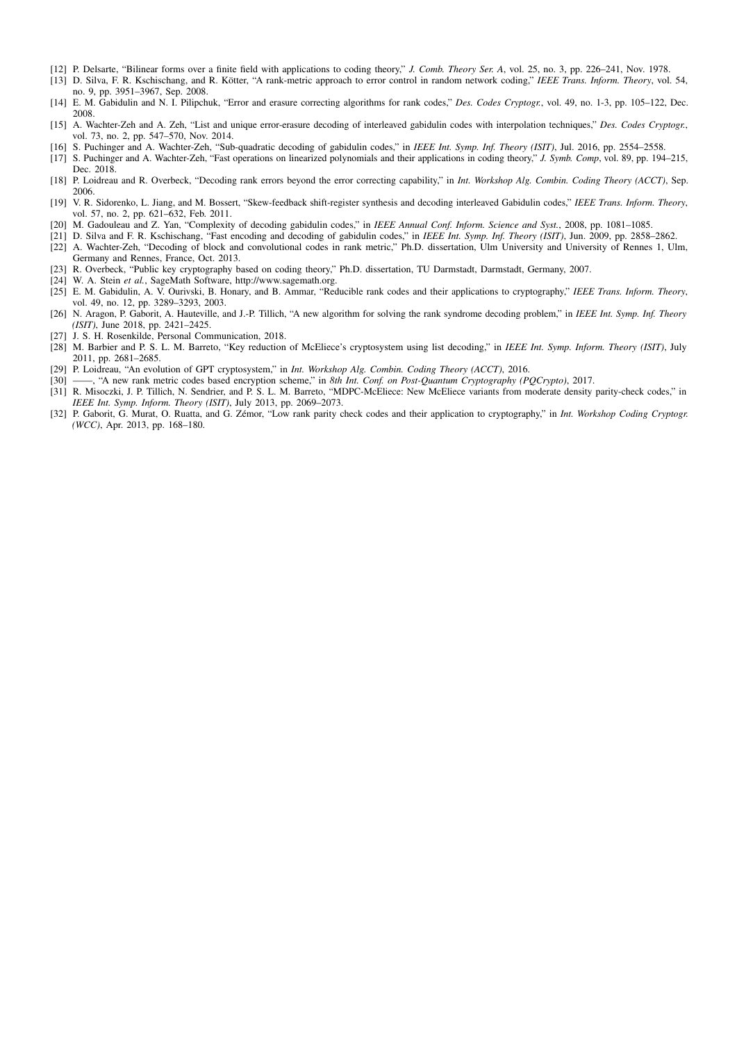[12] P. Delsarte, "Bilinear forms over a finite field with applications to coding theory," *J. Comb. Theory Ser. A*, vol. 25, no. 3, pp. 226–241, Nov. 1978.

[13] D. Silva, F. R. Kschischang, and R. Kötter, "A rank-metric approach to error control in random network coding," *IEEE Trans. Inform. Theory*, vol. 54, no. 9, pp. 3951–3967, Sep. 2008.

[14] E. M. Gabidulin and N. I. Pilipchuk, "Error and erasure correcting algorithms for rank codes," *Des. Codes Cryptogr.*, vol. 49, no. 1-3, pp. 105–122, Dec. 2008.

[15] A. Wachter-Zeh and A. Zeh, "List and unique error-erasure decoding of interleaved gabidulin codes with interpolation techniques," *Des. Codes Cryptogr.*, vol. 73, no. 2, pp. 547–570, Nov. 2014.

[16] S. Puchinger and A. Wachter-Zeh, "Sub-quadratic decoding of gabidulin codes," in *IEEE Int. Symp. Inf. Theory (ISIT)*, Jul. 2016, pp. 2554–2558.

[17] S. Puchinger and A. Wachter-Zeh, "Fast operations on linearized polynomials and their applications in coding theory," *J. Symb. Comp*, vol. 89, pp. 194–215, Dec. 2018.

[18] P. Loidreau and R. Overbeck, "Decoding rank errors beyond the error correcting capability," in *Int. Workshop Alg. Combin. Coding Theory (ACCT)*, Sep. 2006.

[19] V. R. Sidorenko, L. Jiang, and M. Bossert, "Skew-feedback shift-register synthesis and decoding interleaved Gabidulin codes," *IEEE Trans. Inform. Theory*, vol. 57, no. 2, pp. 621–632, Feb. 2011.

[20] M. Gadouleau and Z. Yan, "Complexity of decoding gabidulin codes," in *IEEE Annual Conf. Inform. Science and Syst.*, 2008, pp. 1081–1085.

[21] D. Silva and F. R. Kschischang, "Fast encoding and decoding of gabidulin codes," in *IEEE Int. Symp. Inf. Theory (ISIT)*, Jun. 2009, pp. 2858–2862.

[22] A. Wachter-Zeh, "Decoding of block and convolutional codes in rank metric," Ph.D. dissertation, Ulm University and University of Rennes 1, Ulm, Germany and Rennes, France, Oct. 2013.

[23] R. Overbeck, "Public key cryptography based on coding theory," Ph.D. dissertation, TU Darmstadt, Darmstadt, Germany, 2007.

[24] W. A. Stein *et al.*, SageMath Software, http://www.sagemath.org.

[25] E. M. Gabidulin, A. V. Ourivski, B. Honary, and B. Ammar, "Reducible rank codes and their applications to cryptography," *IEEE Trans. Inform. Theory*, vol. 49, no. 12, pp. 3289–3293, 2003.

[26] N. Aragon, P. Gaborit, A. Hauteville, and J.-P. Tillich, "A new algorithm for solving the rank syndrome decoding problem," in *IEEE Int. Symp. Inf. Theory (ISIT)*, June 2018, pp. 2421–2425.

[27] J. S. H. Rosenkilde, Personal Communication, 2018.

[28] M. Barbier and P. S. L. M. Barreto, "Key reduction of McEliece's cryptosystem using list decoding," in *IEEE Int. Symp. Inform. Theory (ISIT)*, July 2011, pp. 2681–2685.

[29] P. Loidreau, "An evolution of GPT cryptosystem," in *Int. Workshop Alg. Combin. Coding Theory (ACCT)*, 2016.

[30] ——, "A new rank metric codes based encryption scheme," in *8th Int. Conf. on Post-Quantum Cryptography (PQCrypto)*, 2017.

[31] R. Misoczki, J. P. Tillich, N. Sendrier, and P. S. L. M. Barreto, "MDPC-McEliece: New McEliece variants from moderate density parity-check codes," in *IEEE Int. Symp. Inform. Theory (ISIT)*, July 2013, pp. 2069–2073.

[32] P. Gaborit, G. Murat, O. Ruatta, and G. Zémor, "Low rank parity check codes and their application to cryptography," in *Int. Workshop Coding Cryptogr. (WCC)*, Apr. 2013, pp. 168–180.